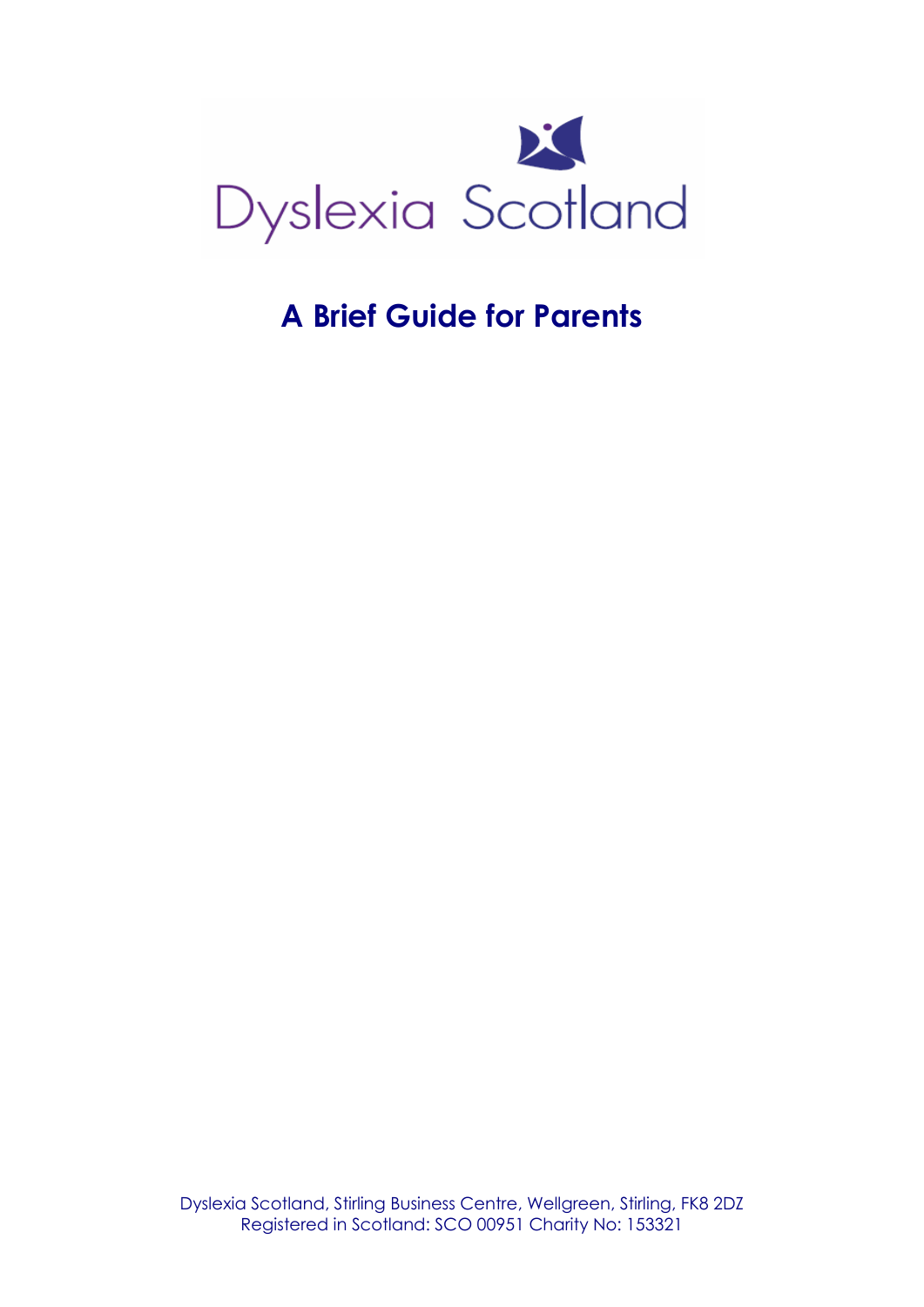Dyslexia Scotland

# A Brief Guide for Parents

Dyslexia Scotland, Stirling Business Centre, Wellgreen, Stirling, FK8 2DZ
Registered in Scotland: SCO 00951 Charity No: 153321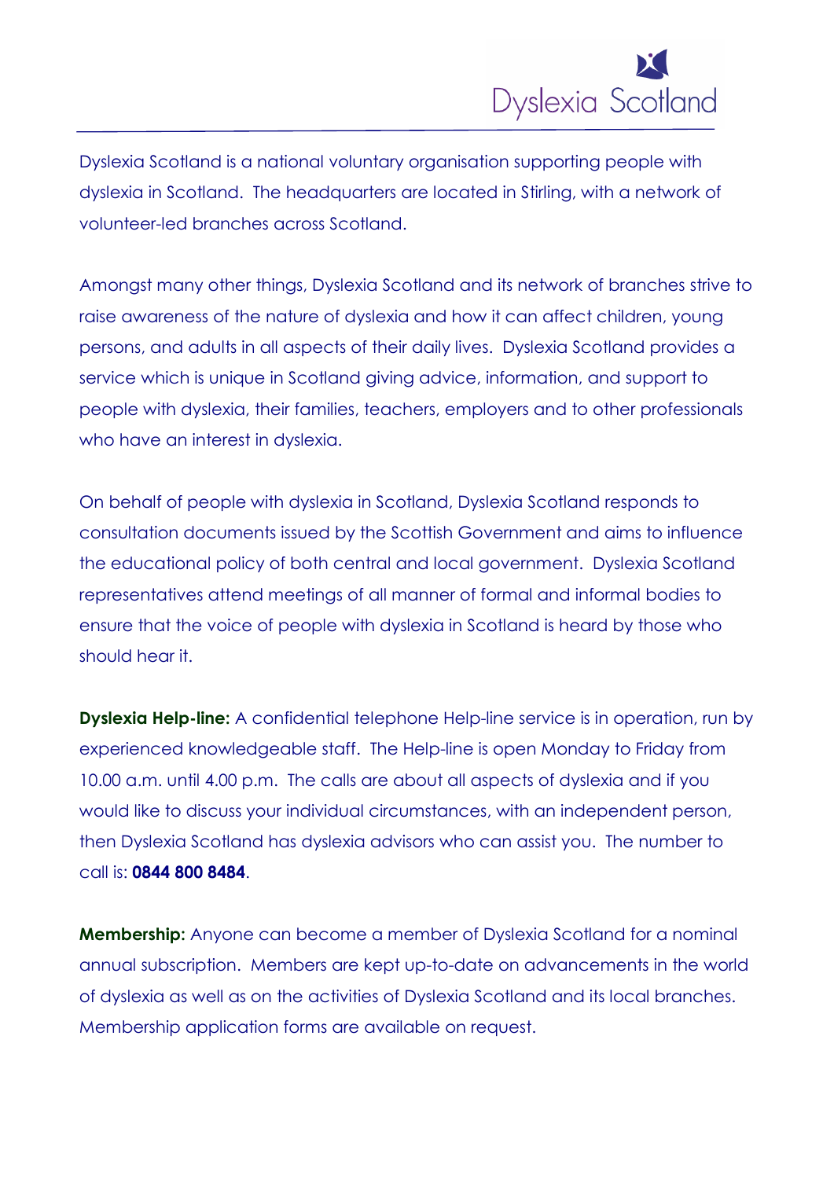Dyslexia Scotland

Dyslexia Scotland is a national voluntary organisation supporting people with dyslexia in Scotland. The headquarters are located in Stirling, with a network of volunteer-led branches across Scotland.

Amongst many other things, Dyslexia Scotland and its network of branches strive to raise awareness of the nature of dyslexia and how it can affect children, young persons, and adults in all aspects of their daily lives. Dyslexia Scotland provides a service which is unique in Scotland giving advice, information, and support to people with dyslexia, their families, teachers, employers and to other professionals who have an interest in dyslexia.

On behalf of people with dyslexia in Scotland, Dyslexia Scotland responds to consultation documents issued by the Scottish Government and aims to influence the educational policy of both central and local government. Dyslexia Scotland representatives attend meetings of all manner of formal and informal bodies to ensure that the voice of people with dyslexia in Scotland is heard by those who should hear it.

**Dyslexia Help-line:** A confidential telephone Help-line service is in operation, run by experienced knowledgeable staff. The Help-line is open Monday to Friday from 10.00 a.m. until 4.00 p.m. The calls are about all aspects of dyslexia and if you would like to discuss your individual circumstances, with an independent person, then Dyslexia Scotland has dyslexia advisors who can assist you. The number to call is: **0844 800 8484**.

**Membership:** Anyone can become a member of Dyslexia Scotland for a nominal annual subscription. Members are kept up-to-date on advancements in the world of dyslexia as well as on the activities of Dyslexia Scotland and its local branches. Membership application forms are available on request.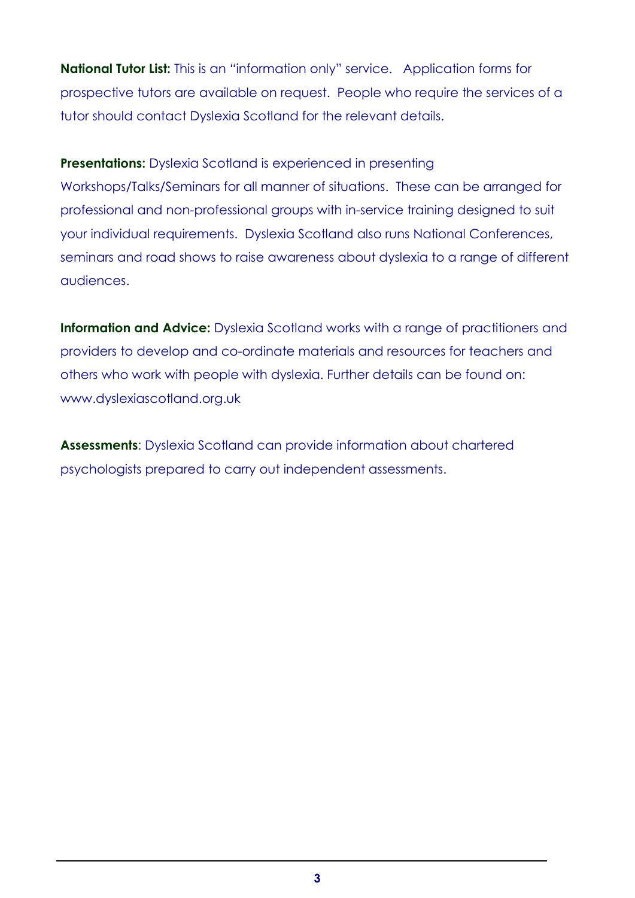**National Tutor List:** This is an "information only" service. Application forms for prospective tutors are available on request. People who require the services of a tutor should contact Dyslexia Scotland for the relevant details.

**Presentations:** Dyslexia Scotland is experienced in presenting Workshops/Talks/Seminars for all manner of situations. These can be arranged for professional and non-professional groups with in-service training designed to suit your individual requirements. Dyslexia Scotland also runs National Conferences, seminars and road shows to raise awareness about dyslexia to a range of different audiences.

**Information and Advice:** Dyslexia Scotland works with a range of practitioners and providers to develop and co-ordinate materials and resources for teachers and others who work with people with dyslexia. Further details can be found on: www.dyslexiascotland.org.uk

**Assessments**: Dyslexia Scotland can provide information about chartered psychologists prepared to carry out independent assessments.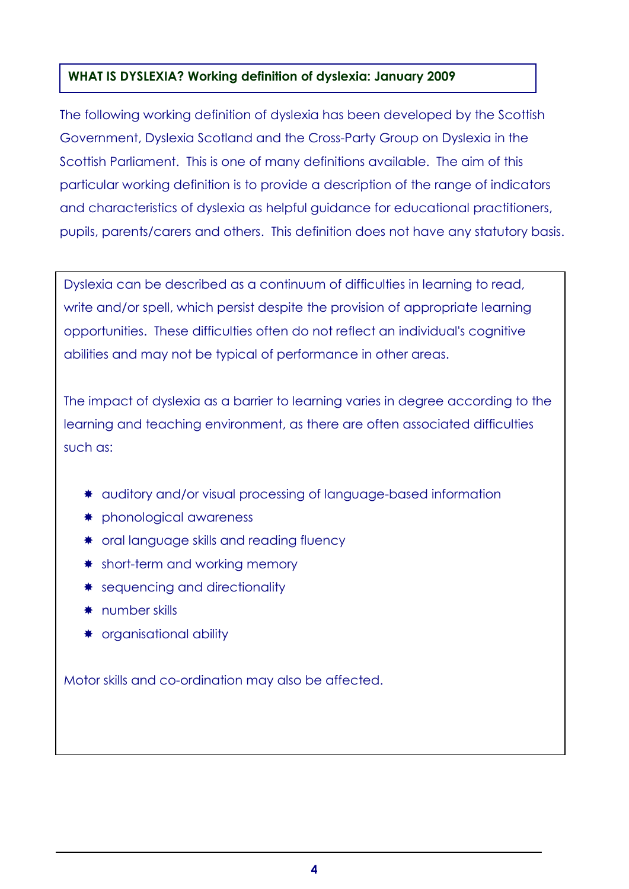## WHAT IS DYSLEXIA? Working definition of dyslexia: January 2009

The following working definition of dyslexia has been developed by the Scottish Government, Dyslexia Scotland and the Cross-Party Group on Dyslexia in the Scottish Parliament. This is one of many definitions available. The aim of this particular working definition is to provide a description of the range of indicators and characteristics of dyslexia as helpful guidance for educational practitioners, pupils, parents/carers and others. This definition does not have any statutory basis.

Dyslexia can be described as a continuum of difficulties in learning to read, write and/or spell, which persist despite the provision of appropriate learning opportunities. These difficulties often do not reflect an individual's cognitive abilities and may not be typical of performance in other areas.

The impact of dyslexia as a barrier to learning varies in degree according to the learning and teaching environment, as there are often associated difficulties such as:

- auditory and/or visual processing of language-based information
- phonological awareness
- oral language skills and reading fluency
- short-term and working memory
- sequencing and directionality
- number skills
- organisational ability

Motor skills and co-ordination may also be affected.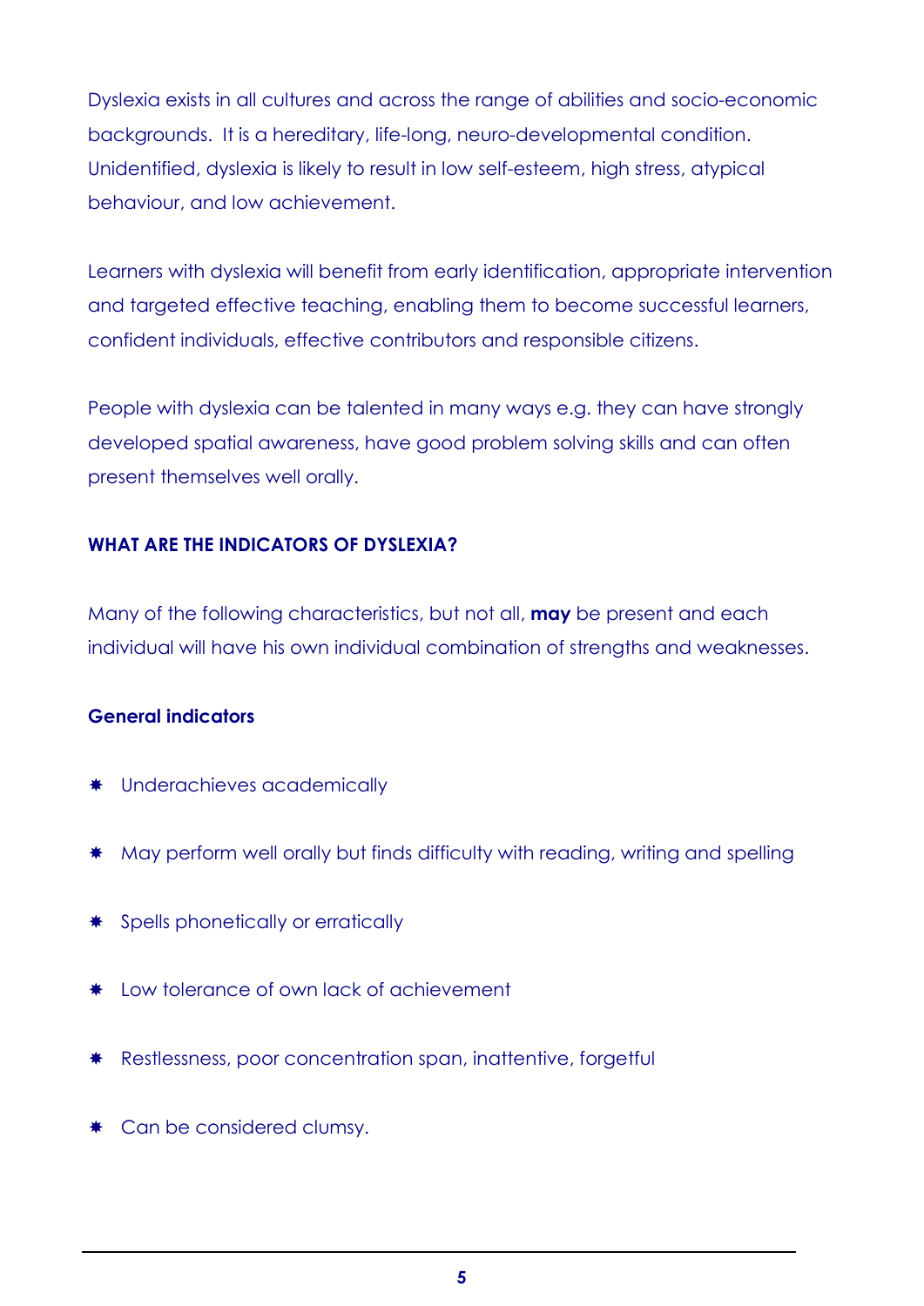Dyslexia exists in all cultures and across the range of abilities and socio-economic backgrounds. It is a hereditary, life-long, neuro-developmental condition. Unidentified, dyslexia is likely to result in low self-esteem, high stress, atypical behaviour, and low achievement.

Learners with dyslexia will benefit from early identification, appropriate intervention and targeted effective teaching, enabling them to become successful learners, confident individuals, effective contributors and responsible citizens.

People with dyslexia can be talented in many ways e.g. they can have strongly developed spatial awareness, have good problem solving skills and can often present themselves well orally.

## WHAT ARE THE INDICATORS OF DYSLEXIA?

Many of the following characteristics, but not all, **may** be present and each individual will have his own individual combination of strengths and weaknesses.

### General indicators

- Underachieves academically
- May perform well orally but finds difficulty with reading, writing and spelling
- Spells phonetically or erratically
- Low tolerance of own lack of achievement
- Restlessness, poor concentration span, inattentive, forgetful
- Can be considered clumsy.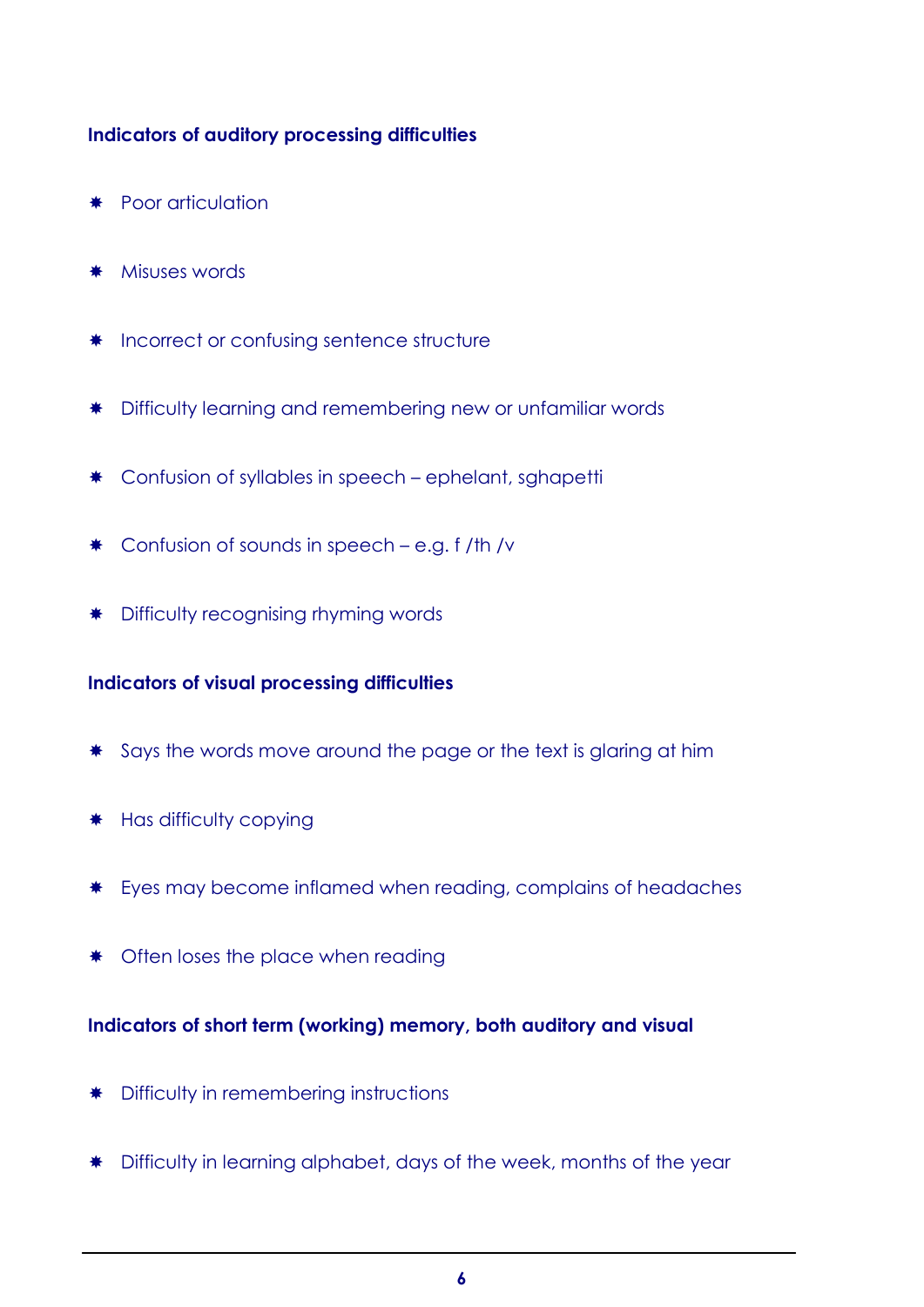**Indicators of auditory processing difficulties**

- Poor articulation
- Misuses words
- Incorrect or confusing sentence structure
- Difficulty learning and remembering new or unfamiliar words
- Confusion of syllables in speech – ephelant, sghapetti
- Confusion of sounds in speech – e.g. f /th /v
- Difficulty recognising rhyming words

**Indicators of visual processing difficulties**

- Says the words move around the page or the text is glaring at him
- Has difficulty copying
- Eyes may become inflamed when reading, complains of headaches
- Often loses the place when reading

**Indicators of short term (working) memory, both auditory and visual**

- Difficulty in remembering instructions
- Difficulty in learning alphabet, days of the week, months of the year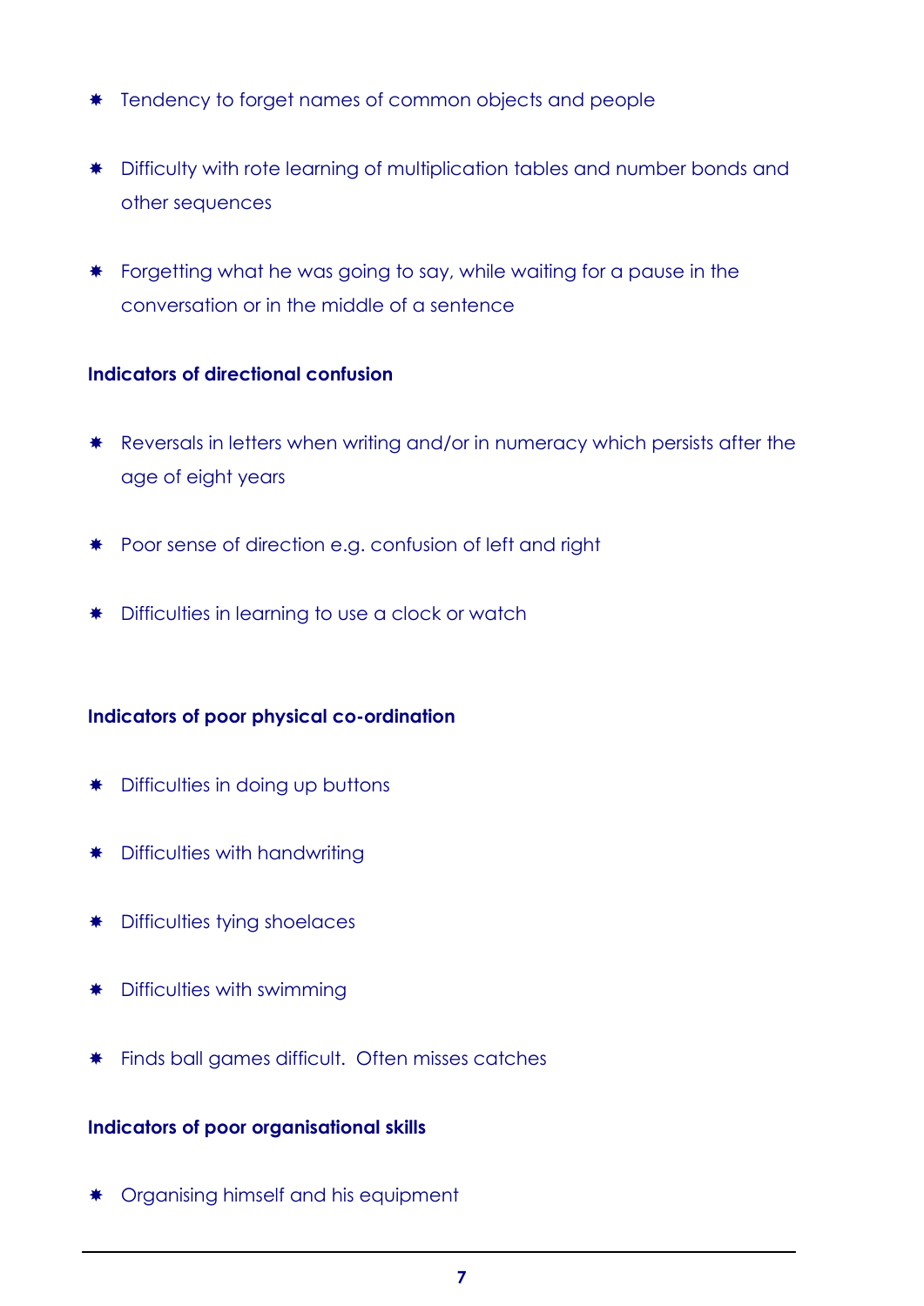- Tendency to forget names of common objects and people

- Difficulty with rote learning of multiplication tables and number bonds and other sequences

- Forgetting what he was going to say, while waiting for a pause in the conversation or in the middle of a sentence

**Indicators of directional confusion**

- Reversals in letters when writing and/or in numeracy which persists after the age of eight years

- Poor sense of direction e.g. confusion of left and right

- Difficulties in learning to use a clock or watch

**Indicators of poor physical co-ordination**

- Difficulties in doing up buttons

- Difficulties with handwriting

- Difficulties tying shoelaces

- Difficulties with swimming

- Finds ball games difficult.  Often misses catches

**Indicators of poor organisational skills**

- Organising himself and his equipment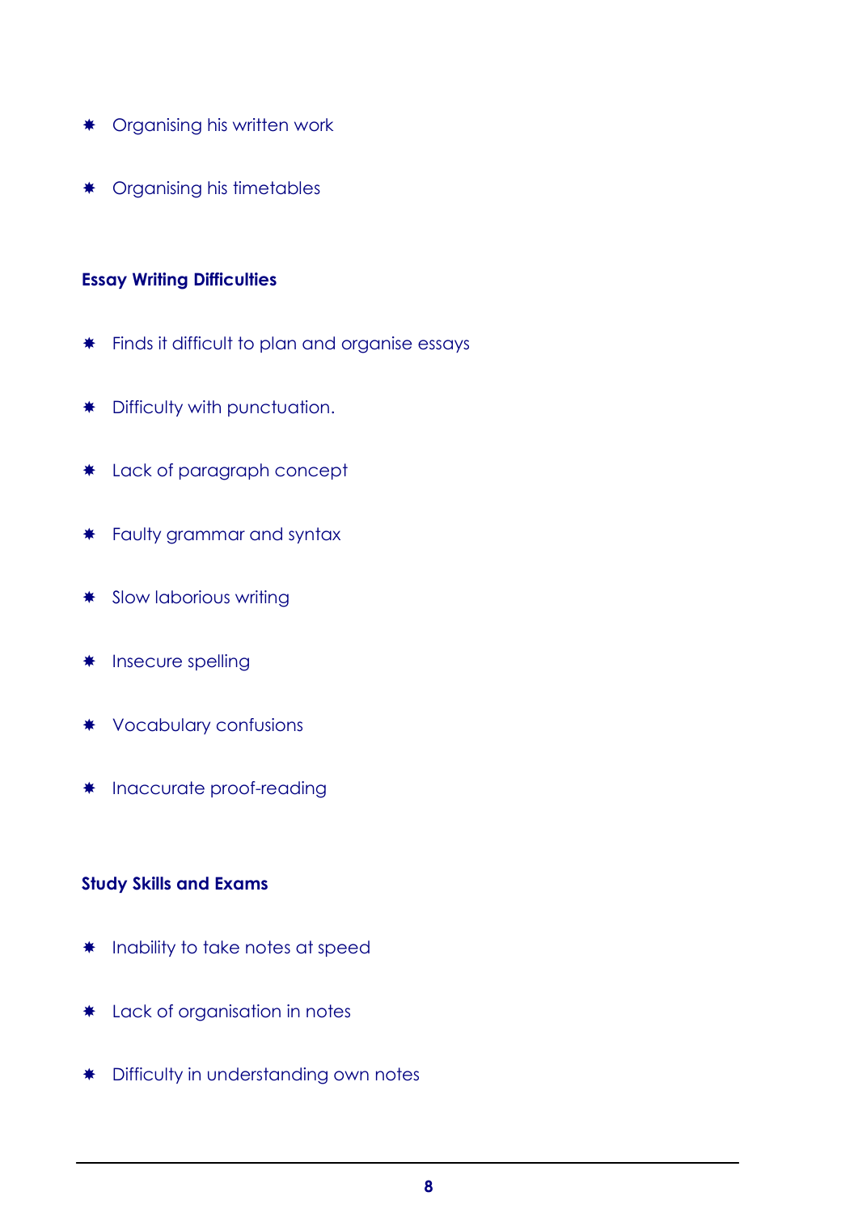- Organising his written work
- Organising his timetables

**Essay Writing Difficulties**

- Finds it difficult to plan and organise essays
- Difficulty with punctuation.
- Lack of paragraph concept
- Faulty grammar and syntax
- Slow laborious writing
- Insecure spelling
- Vocabulary confusions
- Inaccurate proof-reading

**Study Skills and Exams**

- Inability to take notes at speed
- Lack of organisation in notes
- Difficulty in understanding own notes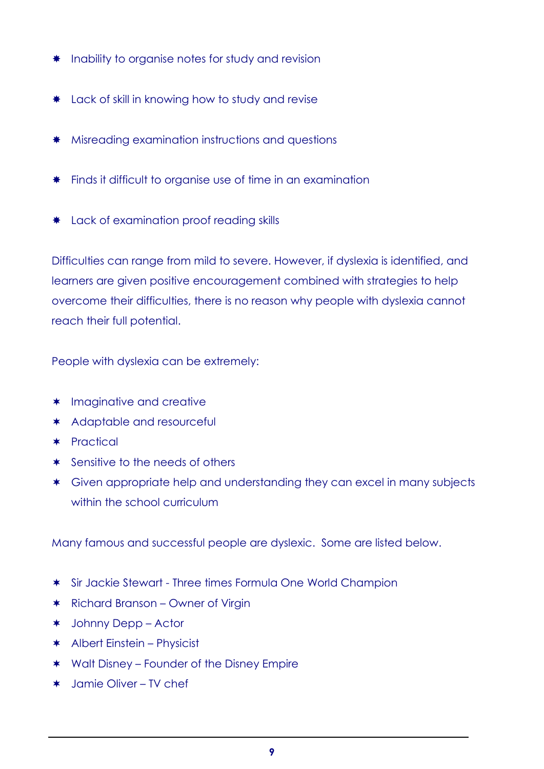- Inability to organise notes for study and revision
- Lack of skill in knowing how to study and revise
- Misreading examination instructions and questions
- Finds it difficult to organise use of time in an examination
- Lack of examination proof reading skills

Difficulties can range from mild to severe. However, if dyslexia is identified, and learners are given positive encouragement combined with strategies to help overcome their difficulties, there is no reason why people with dyslexia cannot reach their full potential.

People with dyslexia can be extremely:

- Imaginative and creative
- Adaptable and resourceful
- Practical
- Sensitive to the needs of others
- Given appropriate help and understanding they can excel in many subjects within the school curriculum

Many famous and successful people are dyslexic. Some are listed below.

- Sir Jackie Stewart - Three times Formula One World Champion
- Richard Branson – Owner of Virgin
- Johnny Depp – Actor
- Albert Einstein – Physicist
- Walt Disney – Founder of the Disney Empire
- Jamie Oliver – TV chef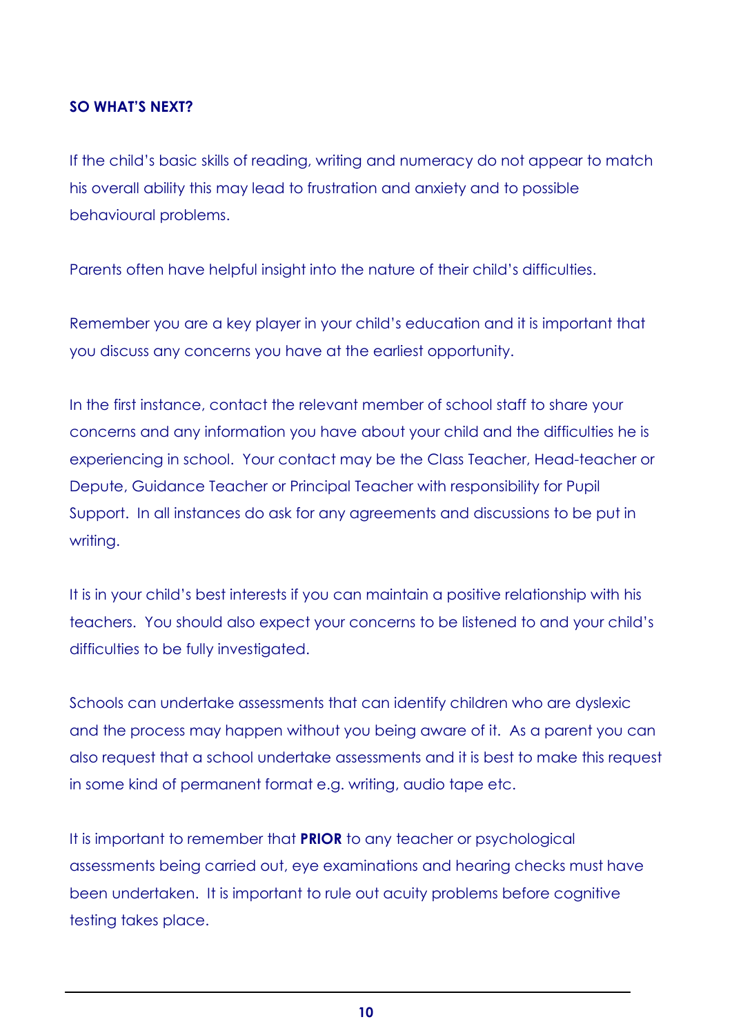**SO WHAT'S NEXT?**

If the child's basic skills of reading, writing and numeracy do not appear to match his overall ability this may lead to frustration and anxiety and to possible behavioural problems.

Parents often have helpful insight into the nature of their child's difficulties.

Remember you are a key player in your child's education and it is important that you discuss any concerns you have at the earliest opportunity.

In the first instance, contact the relevant member of school staff to share your concerns and any information you have about your child and the difficulties he is experiencing in school. Your contact may be the Class Teacher, Head-teacher or Depute, Guidance Teacher or Principal Teacher with responsibility for Pupil Support. In all instances do ask for any agreements and discussions to be put in writing.

It is in your child's best interests if you can maintain a positive relationship with his teachers. You should also expect your concerns to be listened to and your child's difficulties to be fully investigated.

Schools can undertake assessments that can identify children who are dyslexic and the process may happen without you being aware of it. As a parent you can also request that a school undertake assessments and it is best to make this request in some kind of permanent format e.g. writing, audio tape etc.

It is important to remember that **PRIOR** to any teacher or psychological assessments being carried out, eye examinations and hearing checks must have been undertaken. It is important to rule out acuity problems before cognitive testing takes place.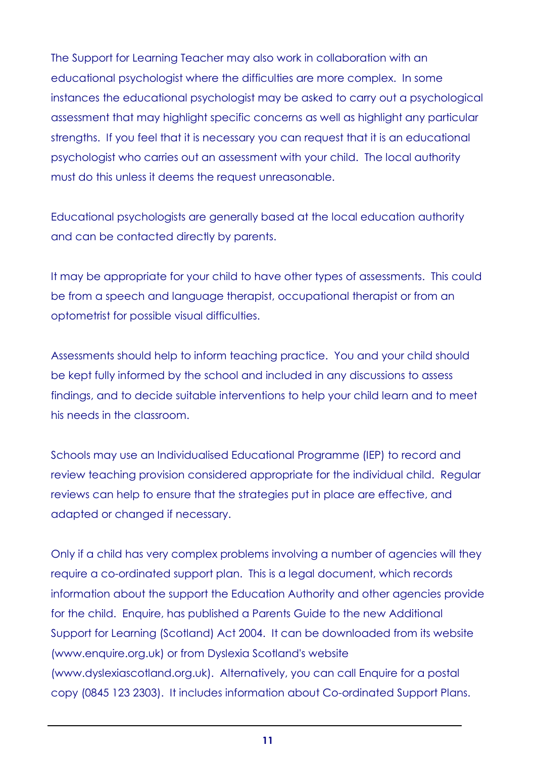The Support for Learning Teacher may also work in collaboration with an educational psychologist where the difficulties are more complex. In some instances the educational psychologist may be asked to carry out a psychological assessment that may highlight specific concerns as well as highlight any particular strengths. If you feel that it is necessary you can request that it is an educational psychologist who carries out an assessment with your child. The local authority must do this unless it deems the request unreasonable.

Educational psychologists are generally based at the local education authority and can be contacted directly by parents.

It may be appropriate for your child to have other types of assessments. This could be from a speech and language therapist, occupational therapist or from an optometrist for possible visual difficulties.

Assessments should help to inform teaching practice. You and your child should be kept fully informed by the school and included in any discussions to assess findings, and to decide suitable interventions to help your child learn and to meet his needs in the classroom.

Schools may use an Individualised Educational Programme (IEP) to record and review teaching provision considered appropriate for the individual child. Regular reviews can help to ensure that the strategies put in place are effective, and adapted or changed if necessary.

Only if a child has very complex problems involving a number of agencies will they require a co-ordinated support plan. This is a legal document, which records information about the support the Education Authority and other agencies provide for the child. Enquire, has published a Parents Guide to the new Additional Support for Learning (Scotland) Act 2004. It can be downloaded from its website (www.enquire.org.uk) or from Dyslexia Scotland's website (www.dyslexiascotland.org.uk). Alternatively, you can call Enquire for a postal copy (0845 123 2303). It includes information about Co-ordinated Support Plans.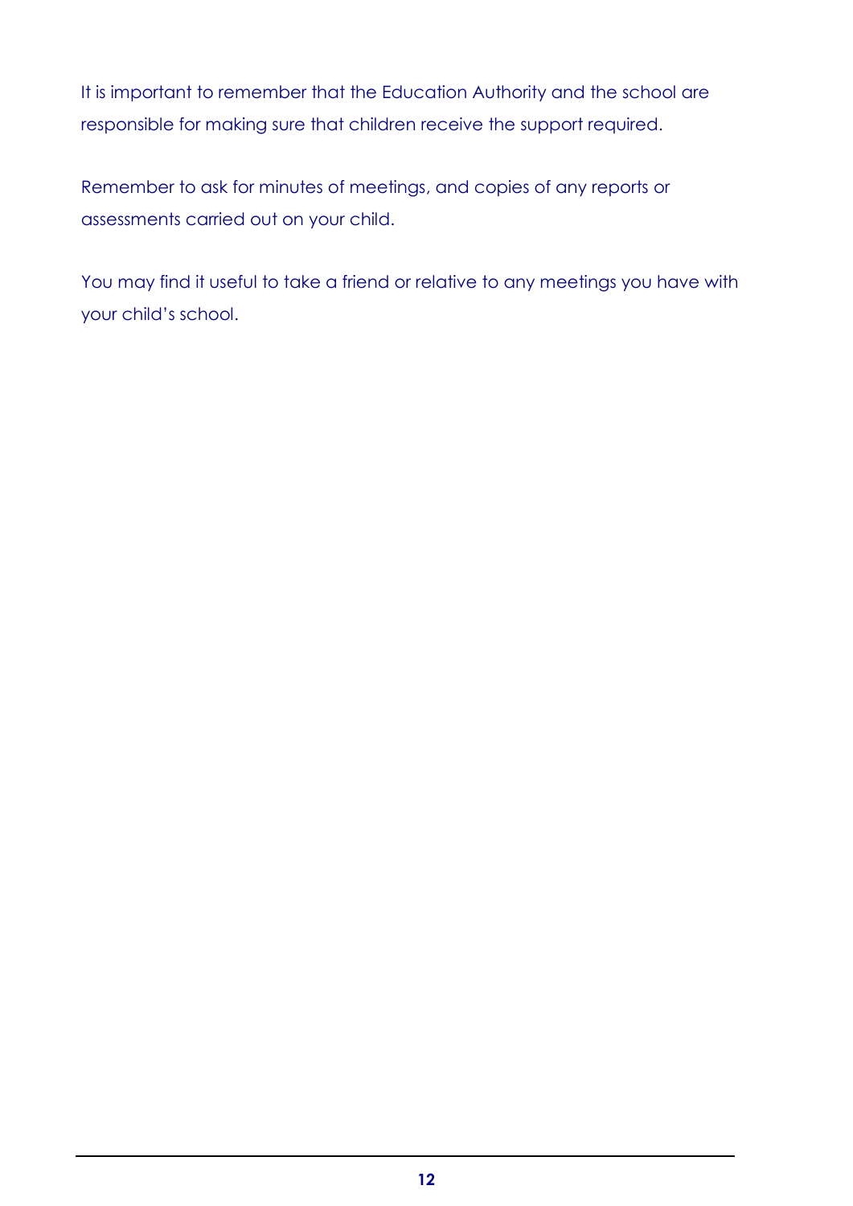It is important to remember that the Education Authority and the school are responsible for making sure that children receive the support required.

Remember to ask for minutes of meetings, and copies of any reports or assessments carried out on your child.

You may find it useful to take a friend or relative to any meetings you have with your child's school.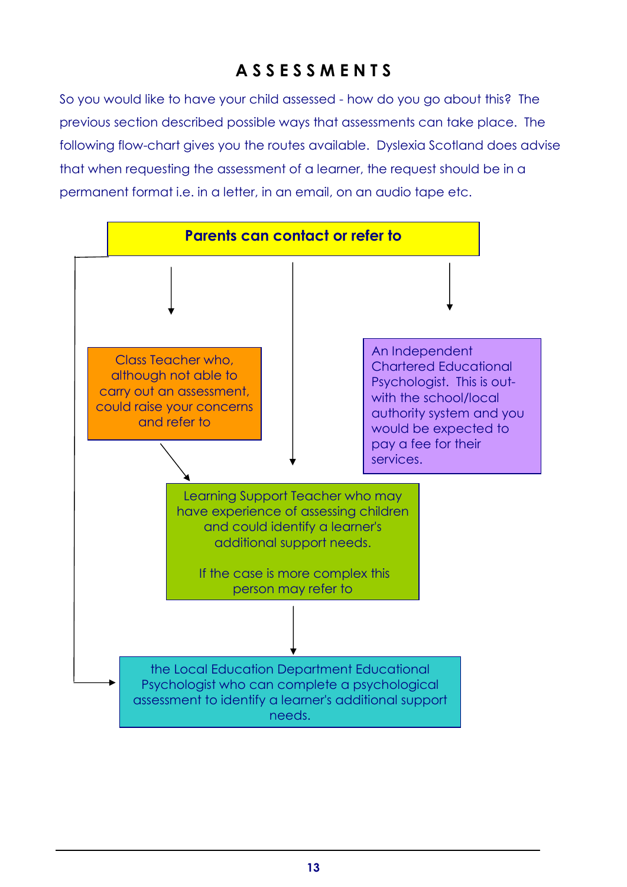# ASSESSMENTS

So you would like to have your child assessed - how do you go about this? The previous section described possible ways that assessments can take place. The following flow-chart gives you the routes available. Dyslexia Scotland does advise that when requesting the assessment of a learner, the request should be in a permanent format i.e. in a letter, in an email, on an audio tape etc.

**Parents can contact or refer to**

Class Teacher who, although not able to carry out an assessment, could raise your concerns and refer to

An Independent Chartered Educational Psychologist. This is out-with the school/local authority system and you would be expected to pay a fee for their services.

Learning Support Teacher who may have experience of assessing children and could identify a learner's additional support needs.

If the case is more complex this person may refer to

the Local Education Department Educational Psychologist who can complete a psychological assessment to identify a learner's additional support needs.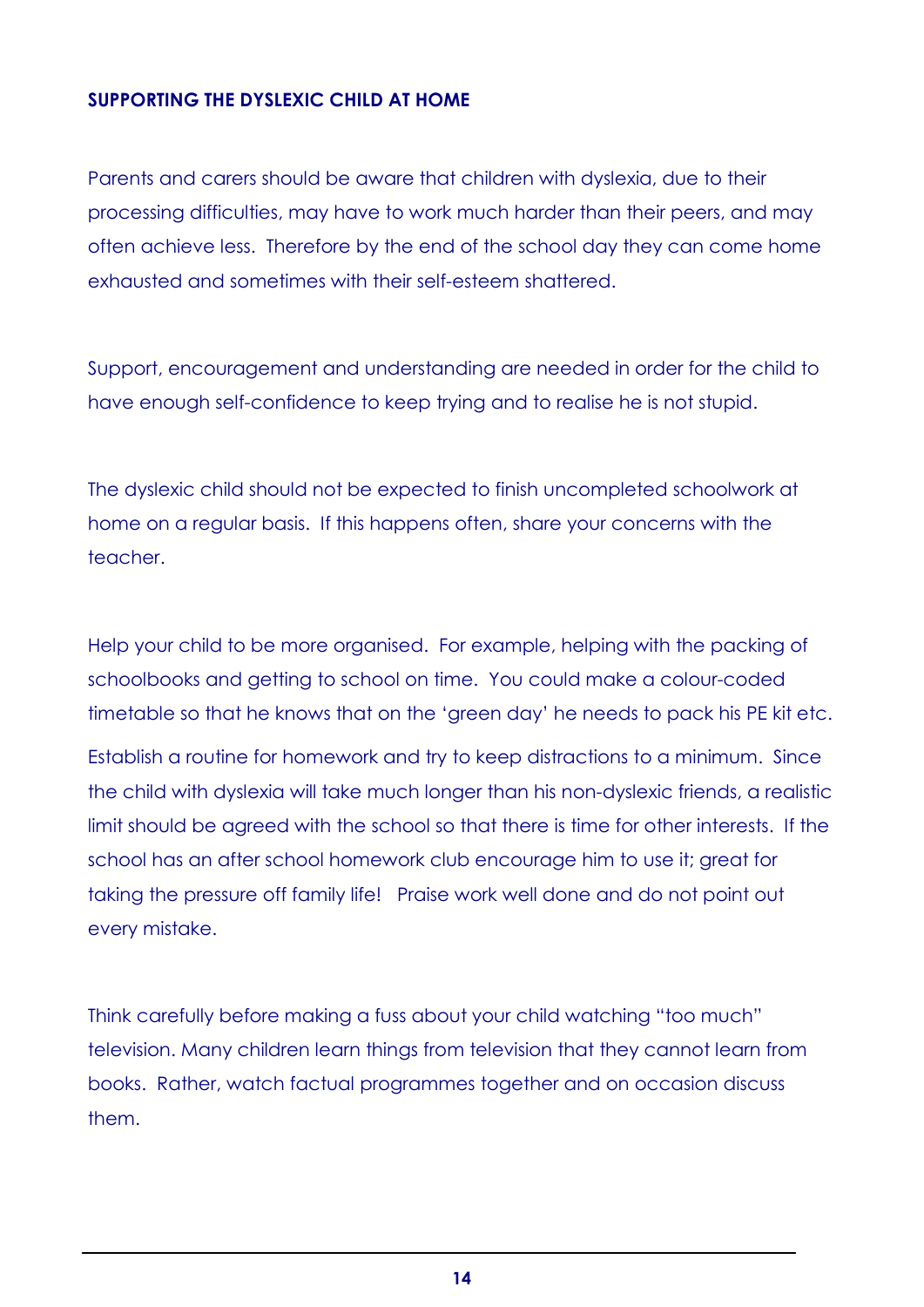## SUPPORTING THE DYSLEXIC CHILD AT HOME

Parents and carers should be aware that children with dyslexia, due to their processing difficulties, may have to work much harder than their peers, and may often achieve less. Therefore by the end of the school day they can come home exhausted and sometimes with their self-esteem shattered.

Support, encouragement and understanding are needed in order for the child to have enough self-confidence to keep trying and to realise he is not stupid.

The dyslexic child should not be expected to finish uncompleted schoolwork at home on a regular basis. If this happens often, share your concerns with the teacher.

Help your child to be more organised. For example, helping with the packing of schoolbooks and getting to school on time. You could make a colour-coded timetable so that he knows that on the 'green day' he needs to pack his PE kit etc.

Establish a routine for homework and try to keep distractions to a minimum. Since the child with dyslexia will take much longer than his non-dyslexic friends, a realistic limit should be agreed with the school so that there is time for other interests. If the school has an after school homework club encourage him to use it; great for taking the pressure off family life! Praise work well done and do not point out every mistake.

Think carefully before making a fuss about your child watching "too much" television. Many children learn things from television that they cannot learn from books. Rather, watch factual programmes together and on occasion discuss them.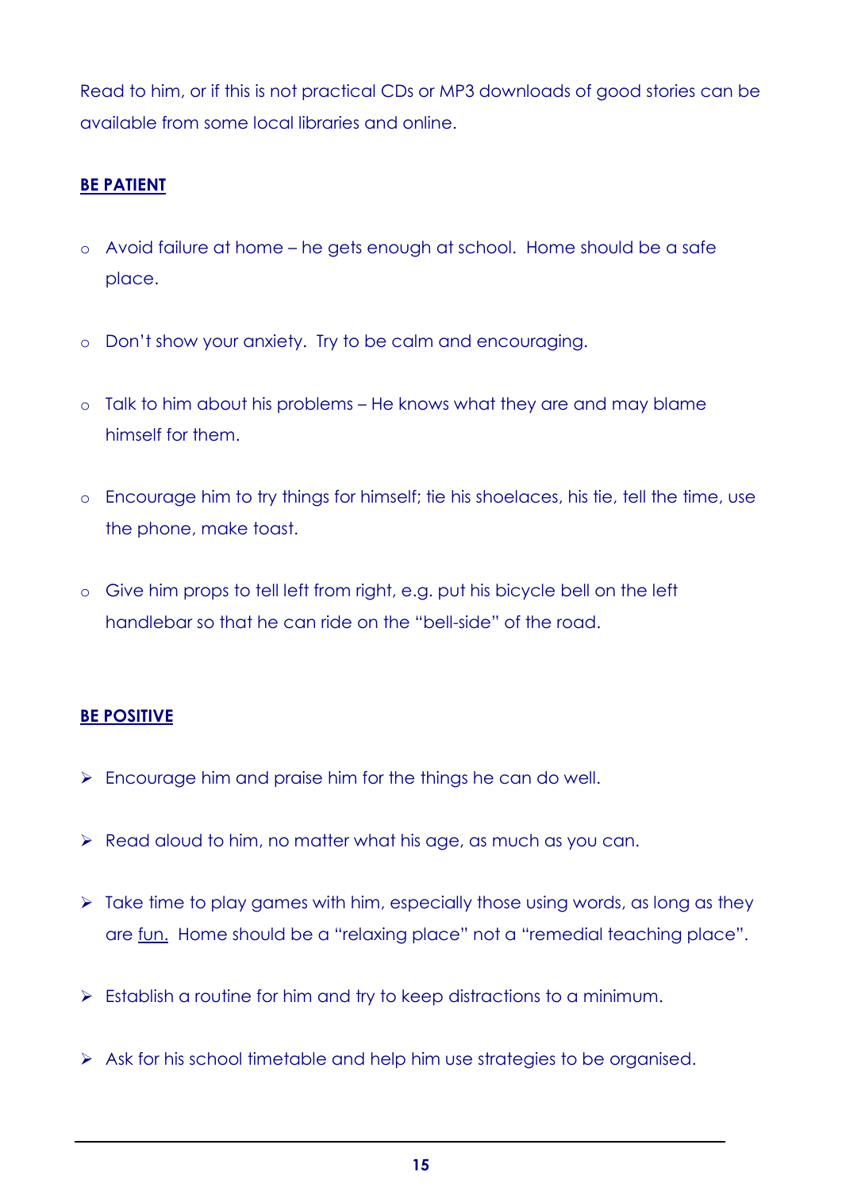Read to him, or if this is not practical CDs or MP3 downloads of good stories can be available from some local libraries and online.

## BE PATIENT

- Avoid failure at home – he gets enough at school. Home should be a safe place.
- Don't show your anxiety. Try to be calm and encouraging.
- Talk to him about his problems – He knows what they are and may blame himself for them.
- Encourage him to try things for himself; tie his shoelaces, his tie, tell the time, use the phone, make toast.
- Give him props to tell left from right, e.g. put his bicycle bell on the left handlebar so that he can ride on the "bell-side" of the road.

## BE POSITIVE

- Encourage him and praise him for the things he can do well.
- Read aloud to him, no matter what his age, as much as you can.
- Take time to play games with him, especially those using words, as long as they are <u>fun.</u> Home should be a "relaxing place" not a "remedial teaching place".
- Establish a routine for him and try to keep distractions to a minimum.
- Ask for his school timetable and help him use strategies to be organised.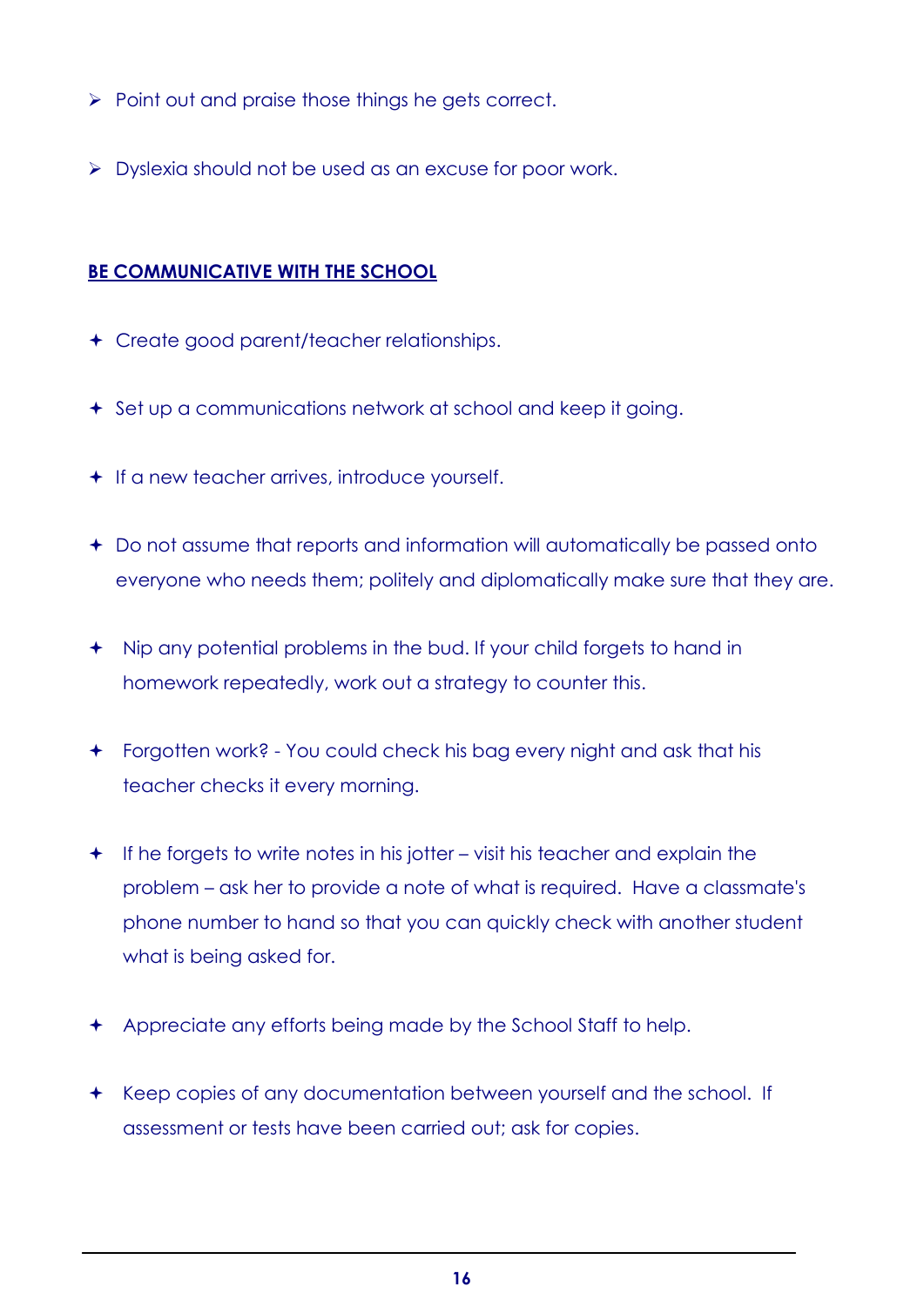- Point out and praise those things he gets correct.
- Dyslexia should not be used as an excuse for poor work.

## BE COMMUNICATIVE WITH THE SCHOOL

- Create good parent/teacher relationships.
- Set up a communications network at school and keep it going.
- If a new teacher arrives, introduce yourself.
- Do not assume that reports and information will automatically be passed onto everyone who needs them; politely and diplomatically make sure that they are.
- Nip any potential problems in the bud. If your child forgets to hand in homework repeatedly, work out a strategy to counter this.
- Forgotten work? - You could check his bag every night and ask that his teacher checks it every morning.
- If he forgets to write notes in his jotter – visit his teacher and explain the problem – ask her to provide a note of what is required. Have a classmate's phone number to hand so that you can quickly check with another student what is being asked for.
- Appreciate any efforts being made by the School Staff to help.
- Keep copies of any documentation between yourself and the school. If assessment or tests have been carried out; ask for copies.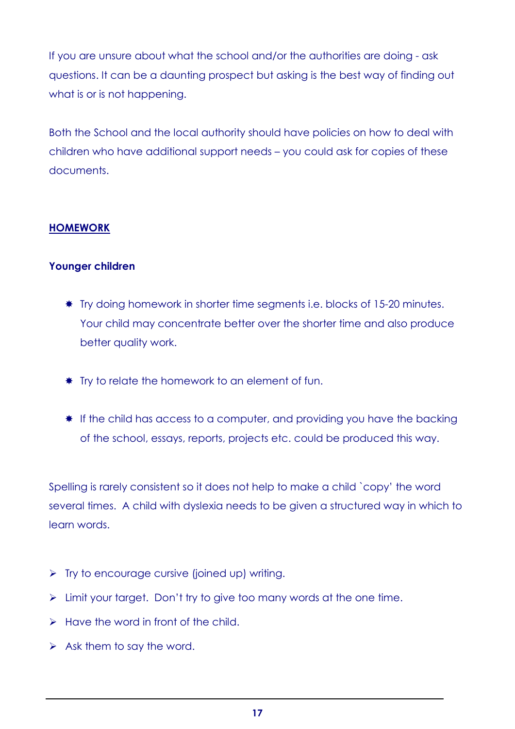If you are unsure about what the school and/or the authorities are doing - ask questions. It can be a daunting prospect but asking is the best way of finding out what is or is not happening.

Both the School and the local authority should have policies on how to deal with children who have additional support needs – you could ask for copies of these documents.

## HOMEWORK

### Younger children

- Try doing homework in shorter time segments i.e. blocks of 15-20 minutes. Your child may concentrate better over the shorter time and also produce better quality work.

- Try to relate the homework to an element of fun.

- If the child has access to a computer, and providing you have the backing of the school, essays, reports, projects etc. could be produced this way.

Spelling is rarely consistent so it does not help to make a child `copy' the word several times. A child with dyslexia needs to be given a structured way in which to learn words.

- Try to encourage cursive (joined up) writing.
- Limit your target. Don't try to give too many words at the one time.
- Have the word in front of the child.
- Ask them to say the word.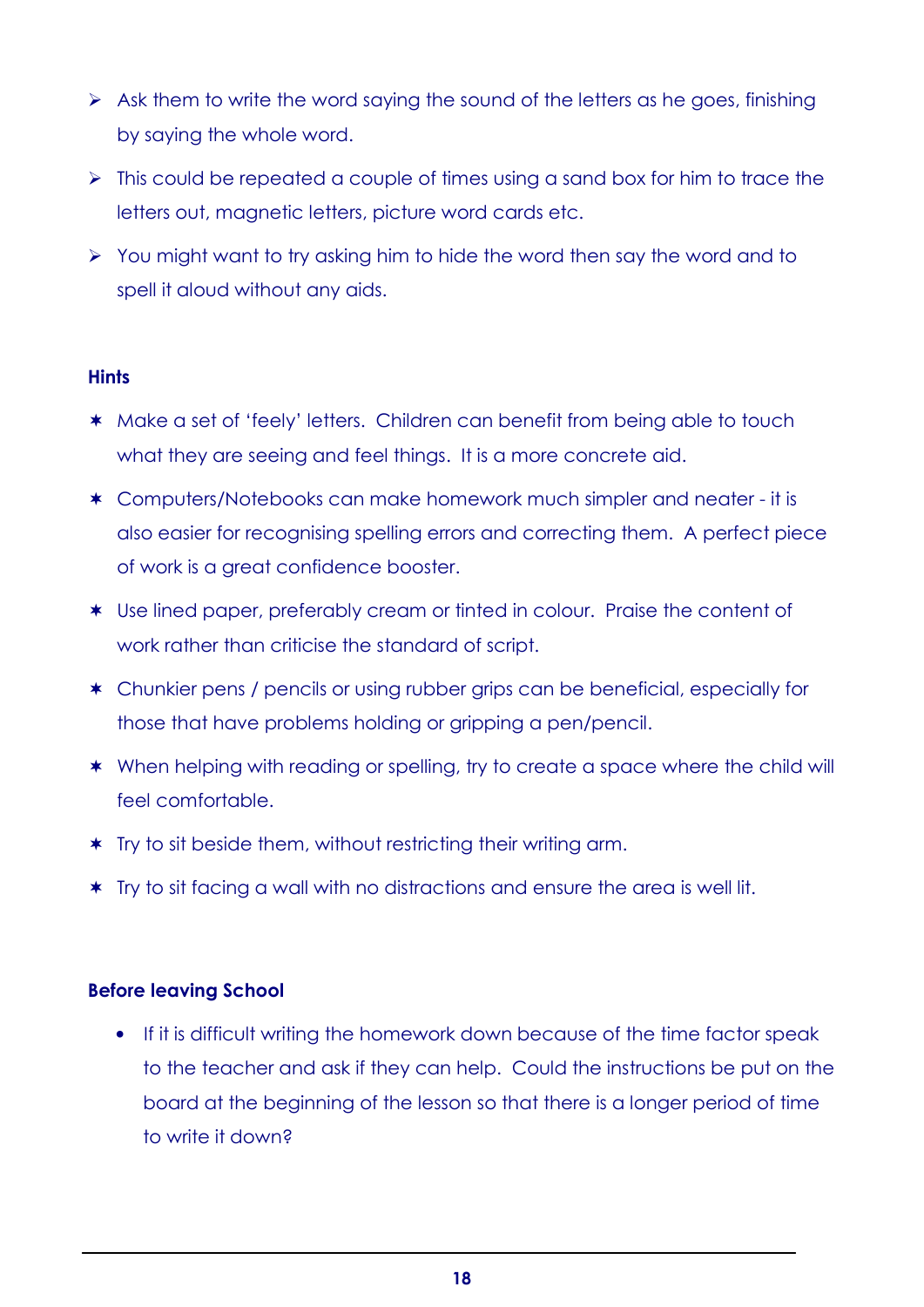- Ask them to write the word saying the sound of the letters as he goes, finishing by saying the whole word.
- This could be repeated a couple of times using a sand box for him to trace the letters out, magnetic letters, picture word cards etc.
- You might want to try asking him to hide the word then say the word and to spell it aloud without any aids.

**Hints**

- Make a set of 'feely' letters. Children can benefit from being able to touch what they are seeing and feel things. It is a more concrete aid.
- Computers/Notebooks can make homework much simpler and neater - it is also easier for recognising spelling errors and correcting them. A perfect piece of work is a great confidence booster.
- Use lined paper, preferably cream or tinted in colour. Praise the content of work rather than criticise the standard of script.
- Chunkier pens / pencils or using rubber grips can be beneficial, especially for those that have problems holding or gripping a pen/pencil.
- When helping with reading or spelling, try to create a space where the child will feel comfortable.
- Try to sit beside them, without restricting their writing arm.
- Try to sit facing a wall with no distractions and ensure the area is well lit.

**Before leaving School**

- If it is difficult writing the homework down because of the time factor speak to the teacher and ask if they can help. Could the instructions be put on the board at the beginning of the lesson so that there is a longer period of time to write it down?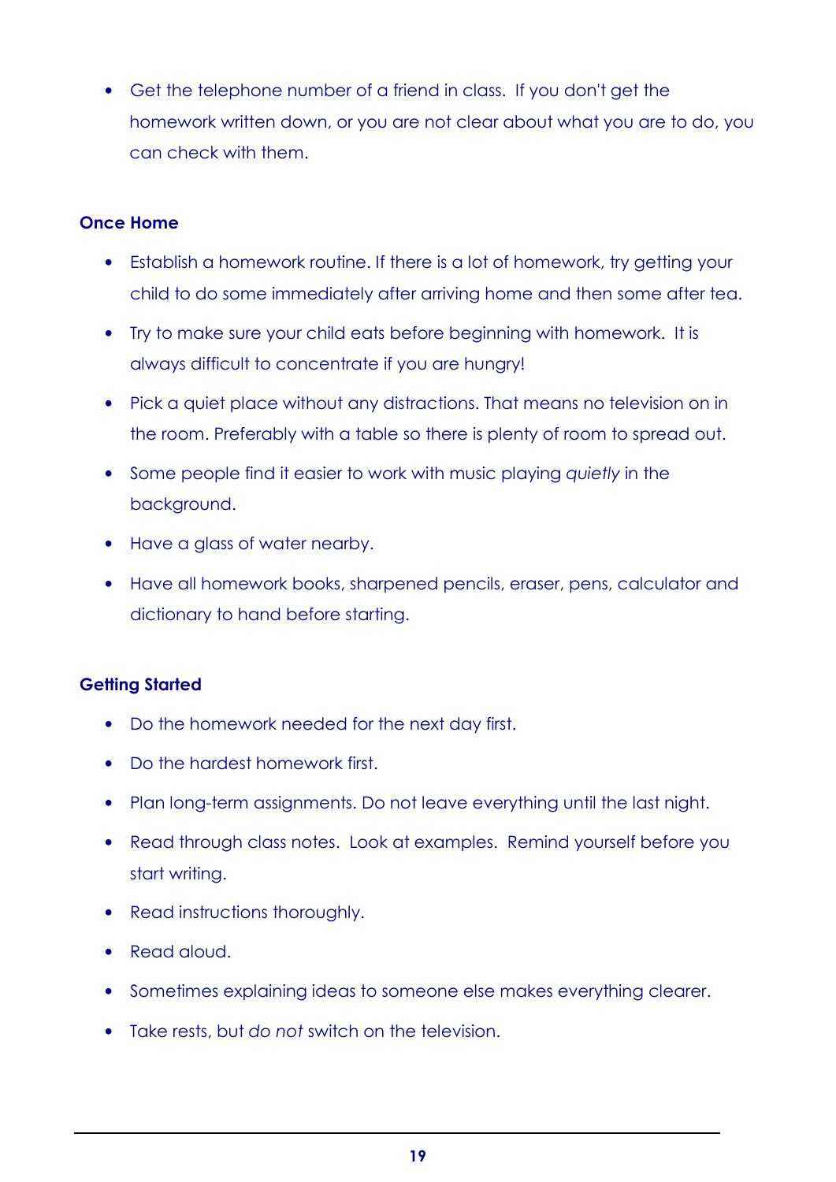- Get the telephone number of a friend in class. If you don't get the homework written down, or you are not clear about what you are to do, you can check with them.

**Once Home**

- Establish a homework routine. If there is a lot of homework, try getting your child to do some immediately after arriving home and then some after tea.
- Try to make sure your child eats before beginning with homework. It is always difficult to concentrate if you are hungry!
- Pick a quiet place without any distractions. That means no television on in the room. Preferably with a table so there is plenty of room to spread out.
- Some people find it easier to work with music playing *quietly* in the background.
- Have a glass of water nearby.
- Have all homework books, sharpened pencils, eraser, pens, calculator and dictionary to hand before starting.

**Getting Started**

- Do the homework needed for the next day first.
- Do the hardest homework first.
- Plan long-term assignments. Do not leave everything until the last night.
- Read through class notes. Look at examples. Remind yourself before you start writing.
- Read instructions thoroughly.
- Read aloud.
- Sometimes explaining ideas to someone else makes everything clearer.
- Take rests, but *do not* switch on the television.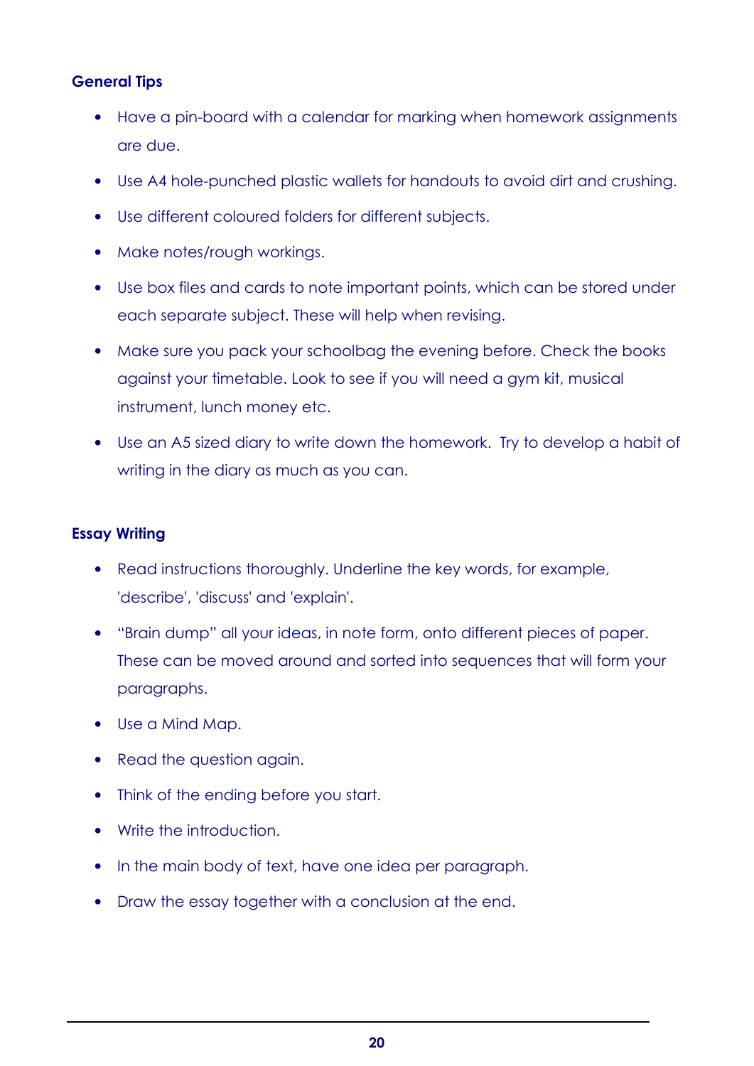### General Tips

- Have a pin-board with a calendar for marking when homework assignments are due.
- Use A4 hole-punched plastic wallets for handouts to avoid dirt and crushing.
- Use different coloured folders for different subjects.
- Make notes/rough workings.
- Use box files and cards to note important points, which can be stored under each separate subject. These will help when revising.
- Make sure you pack your schoolbag the evening before. Check the books against your timetable. Look to see if you will need a gym kit, musical instrument, lunch money etc.
- Use an A5 sized diary to write down the homework. Try to develop a habit of writing in the diary as much as you can.

### Essay Writing

- Read instructions thoroughly. Underline the key words, for example, 'describe', 'discuss' and 'explain'.
- "Brain dump" all your ideas, in note form, onto different pieces of paper. These can be moved around and sorted into sequences that will form your paragraphs.
- Use a Mind Map.
- Read the question again.
- Think of the ending before you start.
- Write the introduction.
- In the main body of text, have one idea per paragraph.
- Draw the essay together with a conclusion at the end.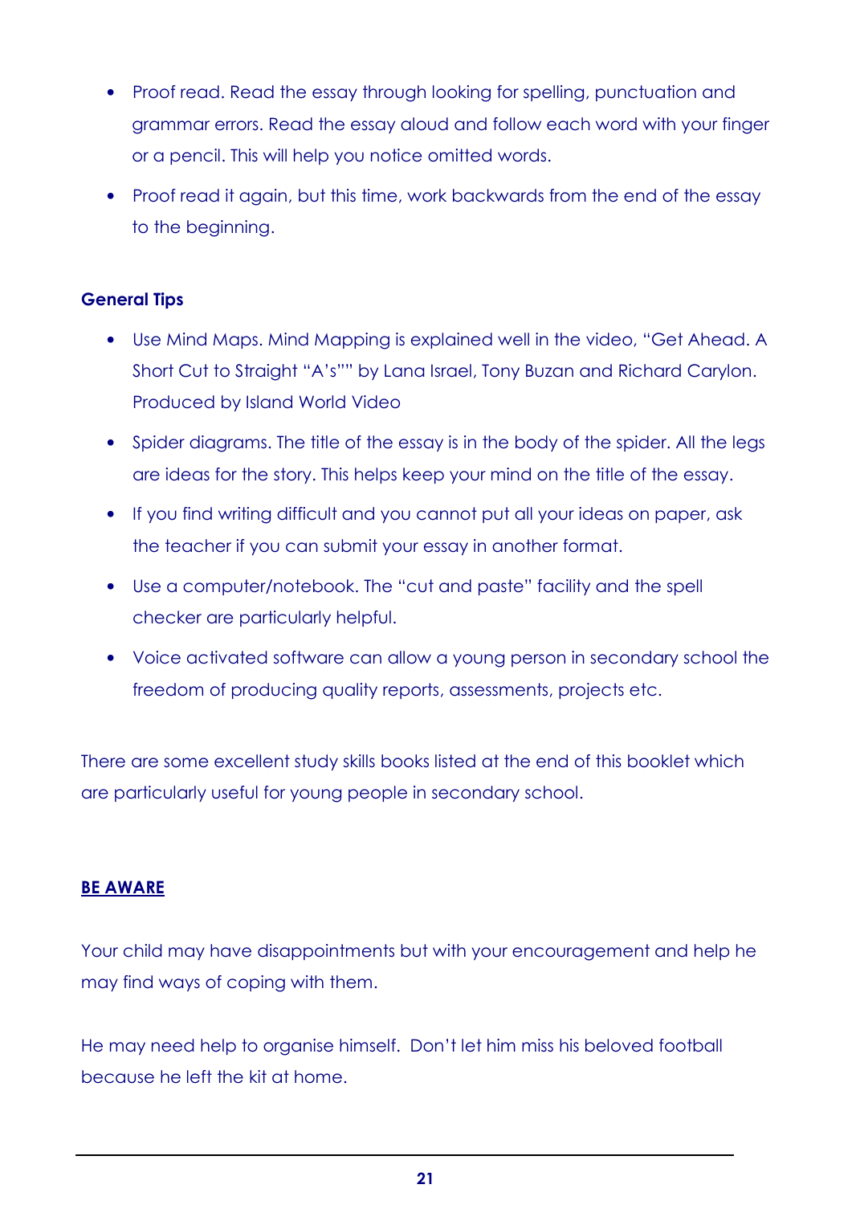- Proof read. Read the essay through looking for spelling, punctuation and grammar errors. Read the essay aloud and follow each word with your finger or a pencil. This will help you notice omitted words.
- Proof read it again, but this time, work backwards from the end of the essay to the beginning.

**General Tips**

- Use Mind Maps. Mind Mapping is explained well in the video, "Get Ahead. A Short Cut to Straight "A's"" by Lana Israel, Tony Buzan and Richard Carylon. Produced by Island World Video
- Spider diagrams. The title of the essay is in the body of the spider. All the legs are ideas for the story. This helps keep your mind on the title of the essay.
- If you find writing difficult and you cannot put all your ideas on paper, ask the teacher if you can submit your essay in another format.
- Use a computer/notebook. The "cut and paste" facility and the spell checker are particularly helpful.
- Voice activated software can allow a young person in secondary school the freedom of producing quality reports, assessments, projects etc.

There are some excellent study skills books listed at the end of this booklet which are particularly useful for young people in secondary school.

**BE AWARE**

Your child may have disappointments but with your encouragement and help he may find ways of coping with them.

He may need help to organise himself. Don't let him miss his beloved football because he left the kit at home.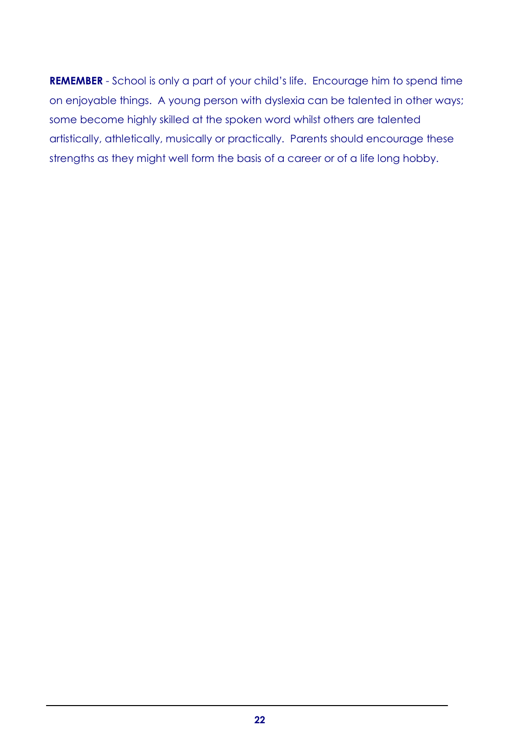**REMEMBER** - School is only a part of your child's life. Encourage him to spend time on enjoyable things. A young person with dyslexia can be talented in other ways; some become highly skilled at the spoken word whilst others are talented artistically, athletically, musically or practically. Parents should encourage these strengths as they might well form the basis of a career or of a life long hobby.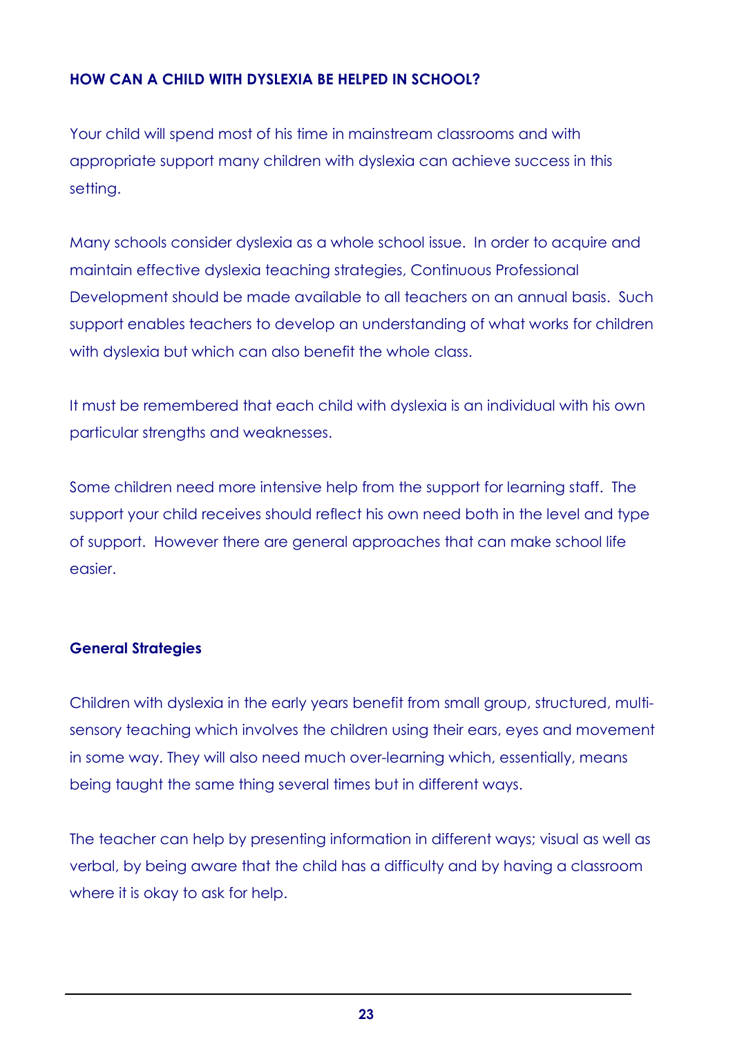## HOW CAN A CHILD WITH DYSLEXIA BE HELPED IN SCHOOL?

Your child will spend most of his time in mainstream classrooms and with appropriate support many children with dyslexia can achieve success in this setting.

Many schools consider dyslexia as a whole school issue. In order to acquire and maintain effective dyslexia teaching strategies, Continuous Professional Development should be made available to all teachers on an annual basis. Such support enables teachers to develop an understanding of what works for children with dyslexia but which can also benefit the whole class.

It must be remembered that each child with dyslexia is an individual with his own particular strengths and weaknesses.

Some children need more intensive help from the support for learning staff. The support your child receives should reflect his own need both in the level and type of support. However there are general approaches that can make school life easier.

### General Strategies

Children with dyslexia in the early years benefit from small group, structured, multi-sensory teaching which involves the children using their ears, eyes and movement in some way. They will also need much over-learning which, essentially, means being taught the same thing several times but in different ways.

The teacher can help by presenting information in different ways; visual as well as verbal, by being aware that the child has a difficulty and by having a classroom where it is okay to ask for help.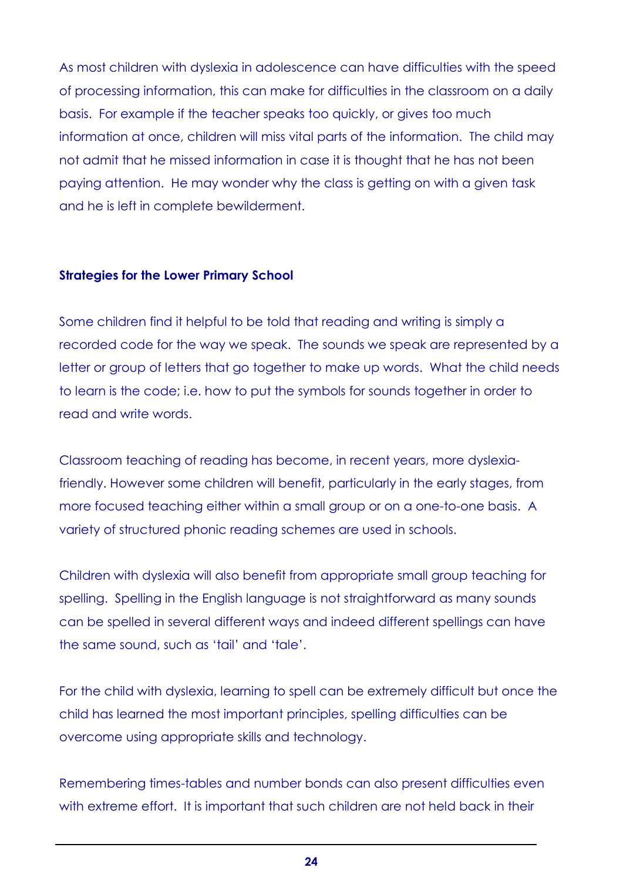As most children with dyslexia in adolescence can have difficulties with the speed of processing information, this can make for difficulties in the classroom on a daily basis. For example if the teacher speaks too quickly, or gives too much information at once, children will miss vital parts of the information. The child may not admit that he missed information in case it is thought that he has not been paying attention. He may wonder why the class is getting on with a given task and he is left in complete bewilderment.

**Strategies for the Lower Primary School**

Some children find it helpful to be told that reading and writing is simply a recorded code for the way we speak. The sounds we speak are represented by a letter or group of letters that go together to make up words. What the child needs to learn is the code; i.e. how to put the symbols for sounds together in order to read and write words.

Classroom teaching of reading has become, in recent years, more dyslexia-friendly. However some children will benefit, particularly in the early stages, from more focused teaching either within a small group or on a one-to-one basis. A variety of structured phonic reading schemes are used in schools.

Children with dyslexia will also benefit from appropriate small group teaching for spelling. Spelling in the English language is not straightforward as many sounds can be spelled in several different ways and indeed different spellings can have the same sound, such as 'tail' and 'tale'.

For the child with dyslexia, learning to spell can be extremely difficult but once the child has learned the most important principles, spelling difficulties can be overcome using appropriate skills and technology.

Remembering times-tables and number bonds can also present difficulties even with extreme effort. It is important that such children are not held back in their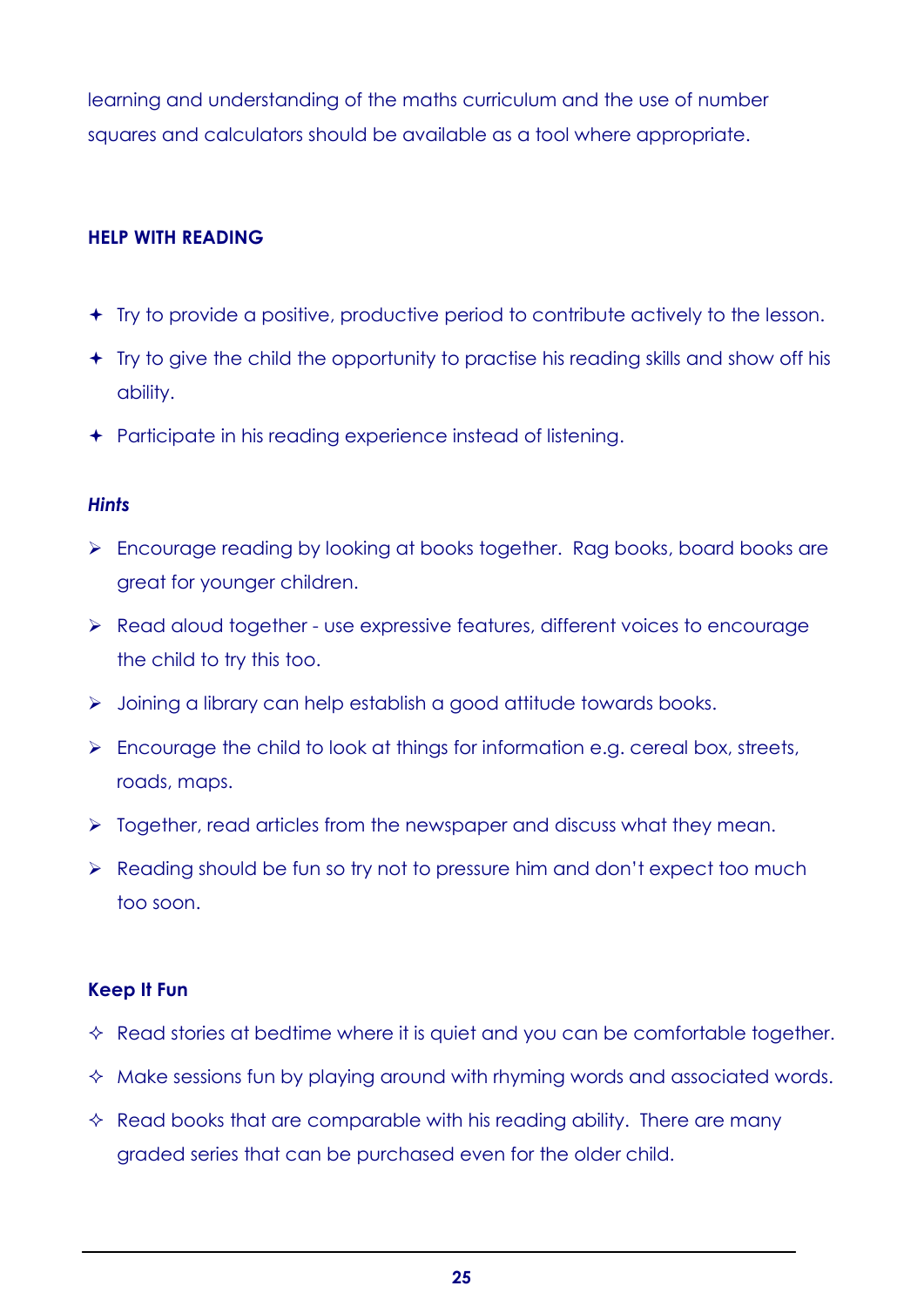learning and understanding of the maths curriculum and the use of number squares and calculators should be available as a tool where appropriate.

## HELP WITH READING

- Try to provide a positive, productive period to contribute actively to the lesson.
- Try to give the child the opportunity to practise his reading skills and show off his ability.
- Participate in his reading experience instead of listening.

### *Hints*

- Encourage reading by looking at books together. Rag books, board books are great for younger children.
- Read aloud together - use expressive features, different voices to encourage the child to try this too.
- Joining a library can help establish a good attitude towards books.
- Encourage the child to look at things for information e.g. cereal box, streets, roads, maps.
- Together, read articles from the newspaper and discuss what they mean.
- Reading should be fun so try not to pressure him and don't expect too much too soon.

### Keep It Fun

- Read stories at bedtime where it is quiet and you can be comfortable together.
- Make sessions fun by playing around with rhyming words and associated words.
- Read books that are comparable with his reading ability. There are many graded series that can be purchased even for the older child.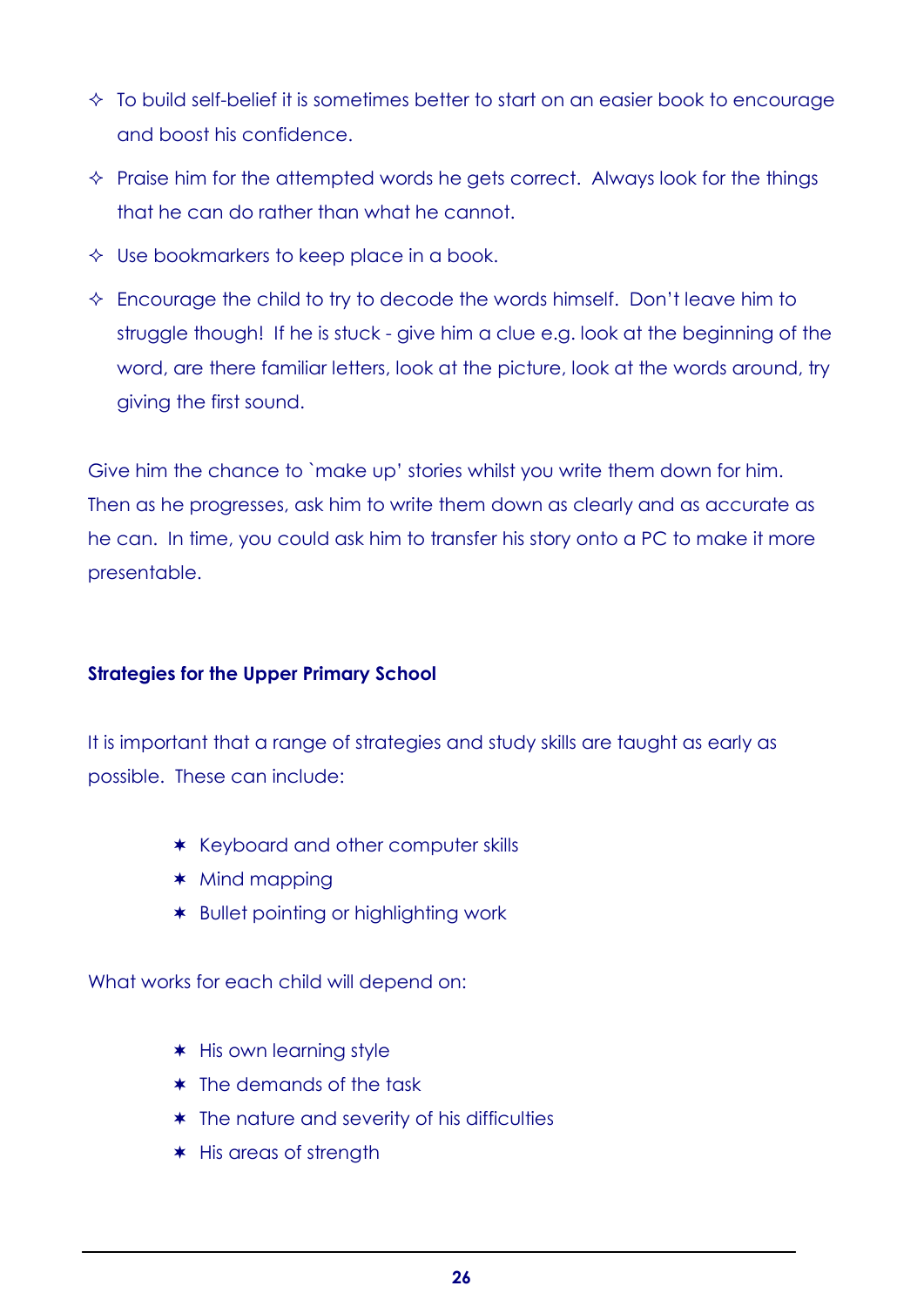- To build self-belief it is sometimes better to start on an easier book to encourage and boost his confidence.
- Praise him for the attempted words he gets correct. Always look for the things that he can do rather than what he cannot.
- Use bookmarkers to keep place in a book.
- Encourage the child to try to decode the words himself. Don't leave him to struggle though! If he is stuck - give him a clue e.g. look at the beginning of the word, are there familiar letters, look at the picture, look at the words around, try giving the first sound.

Give him the chance to `make up' stories whilst you write them down for him. Then as he progresses, ask him to write them down as clearly and as accurate as he can. In time, you could ask him to transfer his story onto a PC to make it more presentable.

**Strategies for the Upper Primary School**

It is important that a range of strategies and study skills are taught as early as possible. These can include:

- Keyboard and other computer skills
- Mind mapping
- Bullet pointing or highlighting work

What works for each child will depend on:

- His own learning style
- The demands of the task
- The nature and severity of his difficulties
- His areas of strength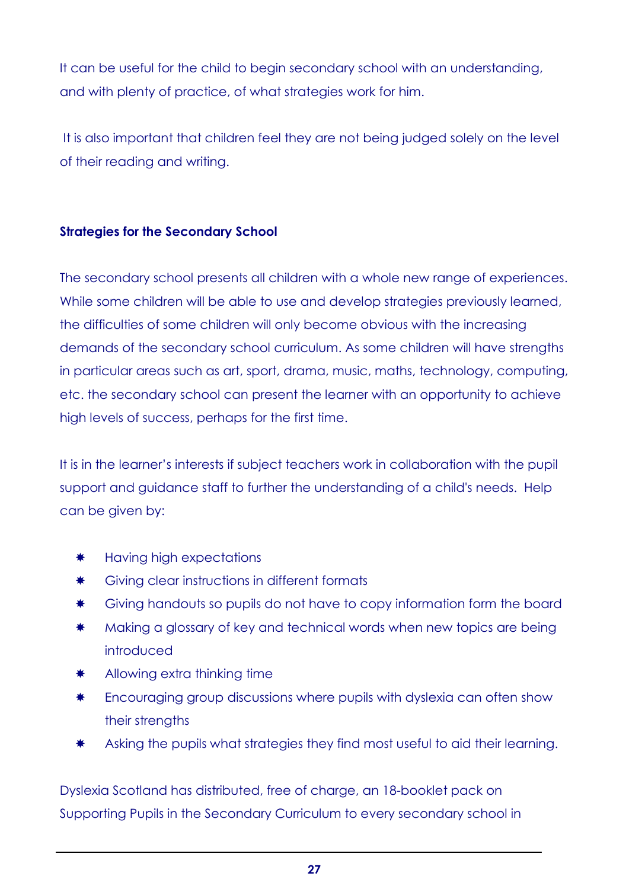It can be useful for the child to begin secondary school with an understanding, and with plenty of practice, of what strategies work for him.

It is also important that children feel they are not being judged solely on the level of their reading and writing.

**Strategies for the Secondary School**

The secondary school presents all children with a whole new range of experiences. While some children will be able to use and develop strategies previously learned, the difficulties of some children will only become obvious with the increasing demands of the secondary school curriculum. As some children will have strengths in particular areas such as art, sport, drama, music, maths, technology, computing, etc. the secondary school can present the learner with an opportunity to achieve high levels of success, perhaps for the first time.

It is in the learner's interests if subject teachers work in collaboration with the pupil support and guidance staff to further the understanding of a child's needs. Help can be given by:

- Having high expectations
- Giving clear instructions in different formats
- Giving handouts so pupils do not have to copy information form the board
- Making a glossary of key and technical words when new topics are being introduced
- Allowing extra thinking time
- Encouraging group discussions where pupils with dyslexia can often show their strengths
- Asking the pupils what strategies they find most useful to aid their learning.

Dyslexia Scotland has distributed, free of charge, an 18-booklet pack on Supporting Pupils in the Secondary Curriculum to every secondary school in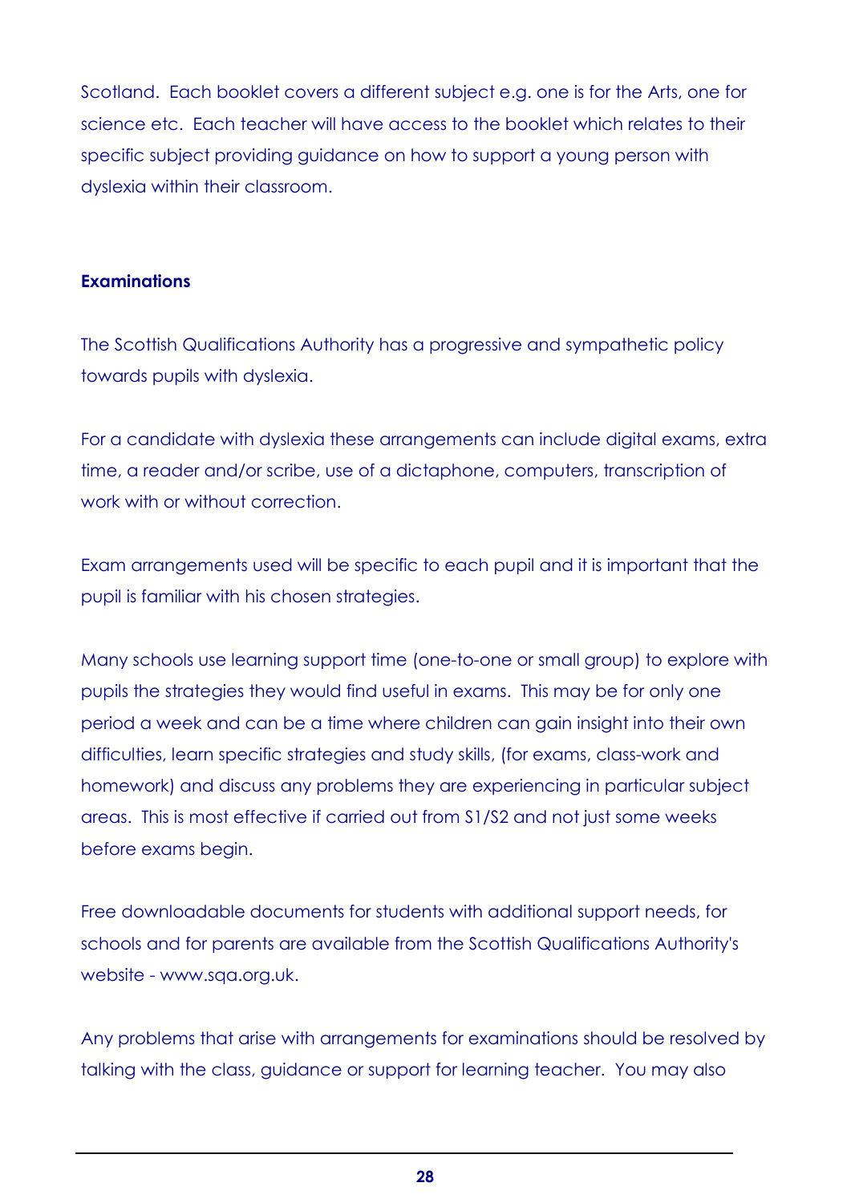Scotland. Each booklet covers a different subject e.g. one is for the Arts, one for science etc. Each teacher will have access to the booklet which relates to their specific subject providing guidance on how to support a young person with dyslexia within their classroom.

**Examinations**

The Scottish Qualifications Authority has a progressive and sympathetic policy towards pupils with dyslexia.

For a candidate with dyslexia these arrangements can include digital exams, extra time, a reader and/or scribe, use of a dictaphone, computers, transcription of work with or without correction.

Exam arrangements used will be specific to each pupil and it is important that the pupil is familiar with his chosen strategies.

Many schools use learning support time (one-to-one or small group) to explore with pupils the strategies they would find useful in exams. This may be for only one period a week and can be a time where children can gain insight into their own difficulties, learn specific strategies and study skills, (for exams, class-work and homework) and discuss any problems they are experiencing in particular subject areas. This is most effective if carried out from S1/S2 and not just some weeks before exams begin.

Free downloadable documents for students with additional support needs, for schools and for parents are available from the Scottish Qualifications Authority's website - www.sqa.org.uk.

Any problems that arise with arrangements for examinations should be resolved by talking with the class, guidance or support for learning teacher. You may also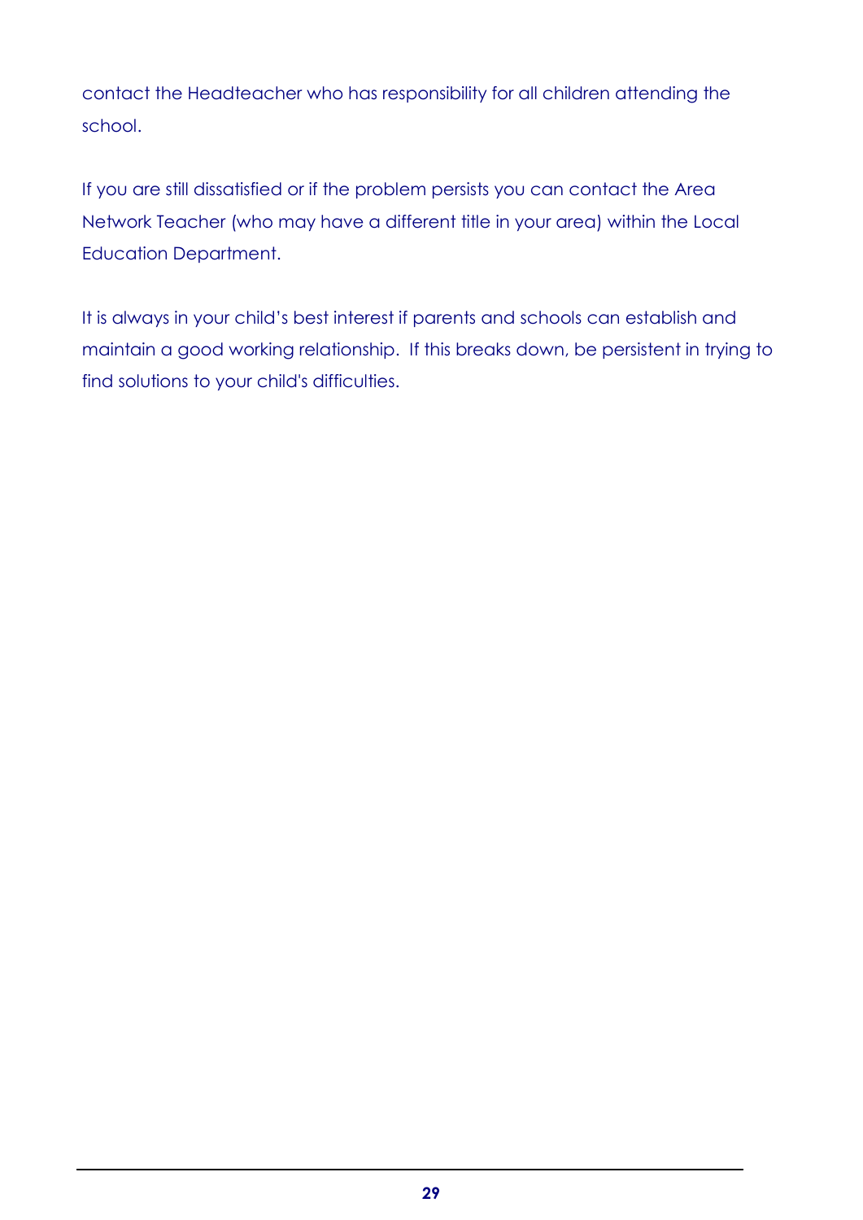contact the Headteacher who has responsibility for all children attending the school.

If you are still dissatisfied or if the problem persists you can contact the Area Network Teacher (who may have a different title in your area) within the Local Education Department.

It is always in your child's best interest if parents and schools can establish and maintain a good working relationship. If this breaks down, be persistent in trying to find solutions to your child's difficulties.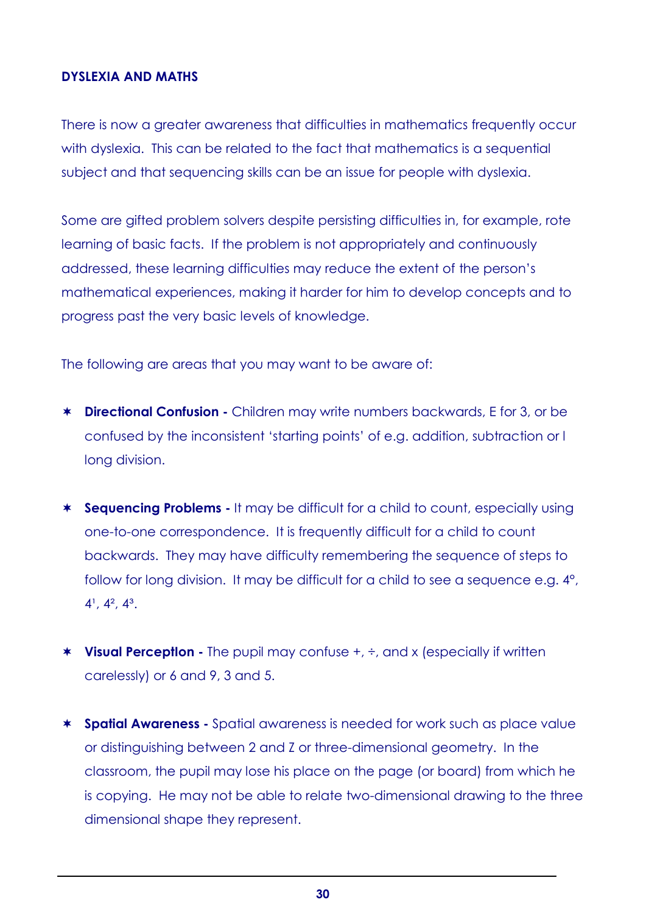**DYSLEXIA AND MATHS**

There is now a greater awareness that difficulties in mathematics frequently occur with dyslexia. This can be related to the fact that mathematics is a sequential subject and that sequencing skills can be an issue for people with dyslexia.

Some are gifted problem solvers despite persisting difficulties in, for example, rote learning of basic facts. If the problem is not appropriately and continuously addressed, these learning difficulties may reduce the extent of the person's mathematical experiences, making it harder for him to develop concepts and to progress past the very basic levels of knowledge.

The following are areas that you may want to be aware of:

- **Directional Confusion -** Children may write numbers backwards, E for 3, or be confused by the inconsistent 'starting points' of e.g. addition, subtraction or l long division.

- **Sequencing Problems -** It may be difficult for a child to count, especially using one-to-one correspondence. It is frequently difficult for a child to count backwards. They may have difficulty remembering the sequence of steps to follow for long division. It may be difficult for a child to see a sequence e.g. $4^0$, $4^1$, $4^2$, $4^3$.

- **Visual Perception -** The pupil may confuse +, ÷, and x (especially if written carelessly) or 6 and 9, 3 and 5.

- **Spatial Awareness -** Spatial awareness is needed for work such as place value or distinguishing between 2 and Z or three-dimensional geometry. In the classroom, the pupil may lose his place on the page (or board) from which he is copying. He may not be able to relate two-dimensional drawing to the three dimensional shape they represent.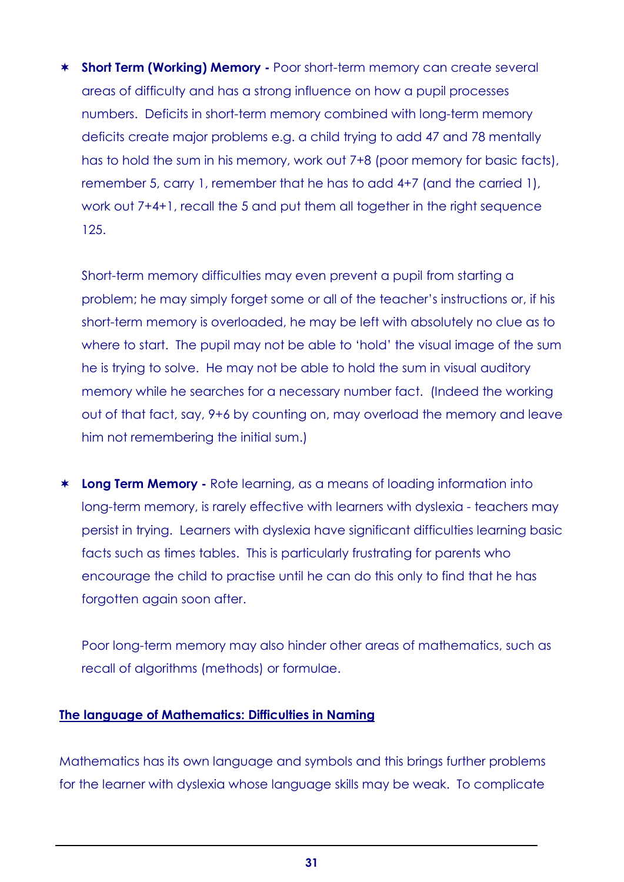- **Short Term (Working) Memory -** Poor short-term memory can create several areas of difficulty and has a strong influence on how a pupil processes numbers. Deficits in short-term memory combined with long-term memory deficits create major problems e.g. a child trying to add 47 and 78 mentally has to hold the sum in his memory, work out 7+8 (poor memory for basic facts), remember 5, carry 1, remember that he has to add 4+7 (and the carried 1), work out 7+4+1, recall the 5 and put them all together in the right sequence 125.

  Short-term memory difficulties may even prevent a pupil from starting a problem; he may simply forget some or all of the teacher's instructions or, if his short-term memory is overloaded, he may be left with absolutely no clue as to where to start. The pupil may not be able to 'hold' the visual image of the sum he is trying to solve. He may not be able to hold the sum in visual auditory memory while he searches for a necessary number fact. (Indeed the working out of that fact, say, 9+6 by counting on, may overload the memory and leave him not remembering the initial sum.)

- **Long Term Memory -** Rote learning, as a means of loading information into long-term memory, is rarely effective with learners with dyslexia - teachers may persist in trying. Learners with dyslexia have significant difficulties learning basic facts such as times tables. This is particularly frustrating for parents who encourage the child to practise until he can do this only to find that he has forgotten again soon after.

  Poor long-term memory may also hinder other areas of mathematics, such as recall of algorithms (methods) or formulae.

## The language of Mathematics: Difficulties in Naming

Mathematics has its own language and symbols and this brings further problems for the learner with dyslexia whose language skills may be weak. To complicate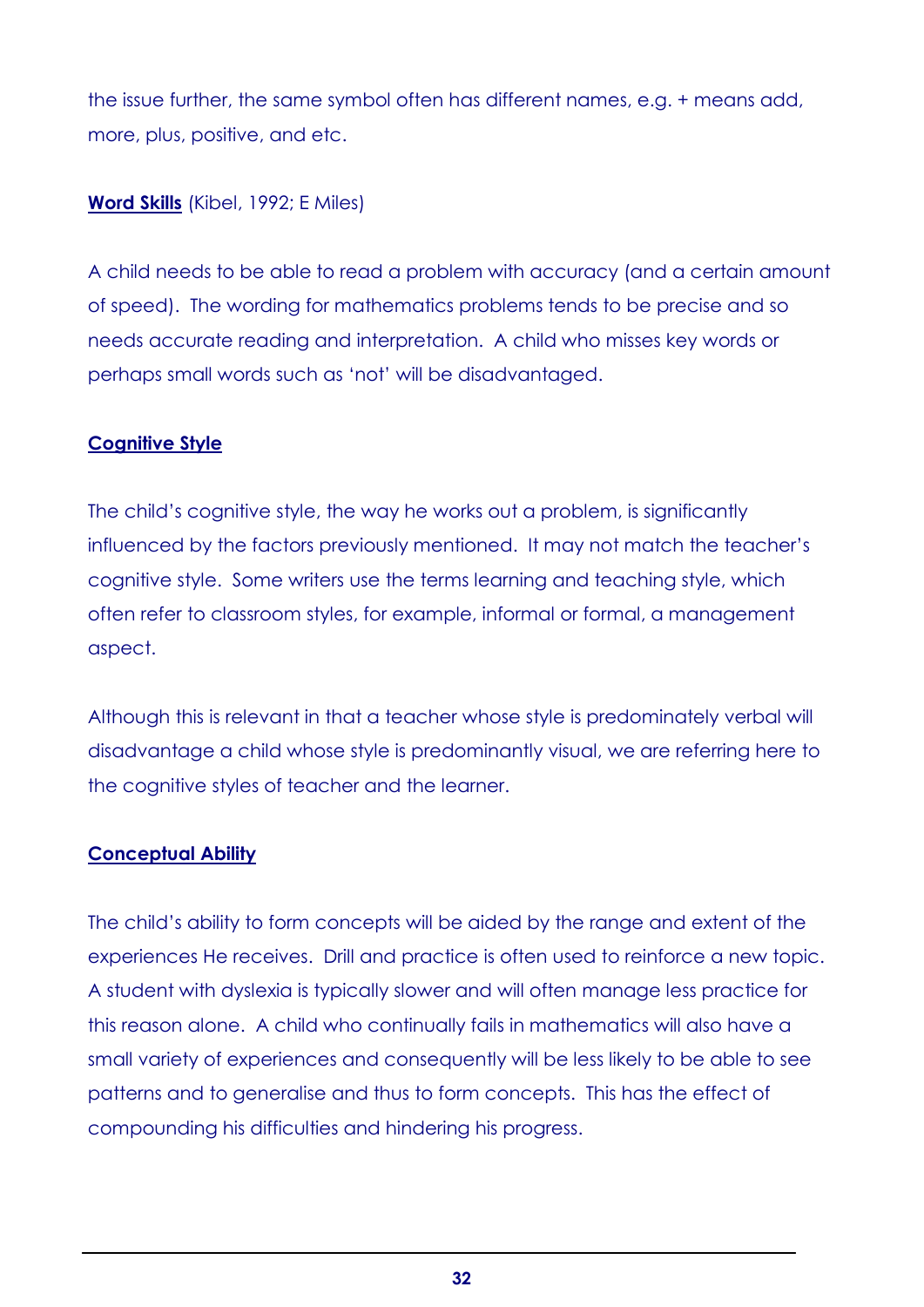the issue further, the same symbol often has different names, e.g. + means add, more, plus, positive, and etc.

**Word Skills** (Kibel, 1992; E Miles)

A child needs to be able to read a problem with accuracy (and a certain amount of speed). The wording for mathematics problems tends to be precise and so needs accurate reading and interpretation. A child who misses key words or perhaps small words such as 'not' will be disadvantaged.

**Cognitive Style**

The child's cognitive style, the way he works out a problem, is significantly influenced by the factors previously mentioned. It may not match the teacher's cognitive style. Some writers use the terms learning and teaching style, which often refer to classroom styles, for example, informal or formal, a management aspect.

Although this is relevant in that a teacher whose style is predominately verbal will disadvantage a child whose style is predominantly visual, we are referring here to the cognitive styles of teacher and the learner.

**Conceptual Ability**

The child's ability to form concepts will be aided by the range and extent of the experiences He receives. Drill and practice is often used to reinforce a new topic. A student with dyslexia is typically slower and will often manage less practice for this reason alone. A child who continually fails in mathematics will also have a small variety of experiences and consequently will be less likely to be able to see patterns and to generalise and thus to form concepts. This has the effect of compounding his difficulties and hindering his progress.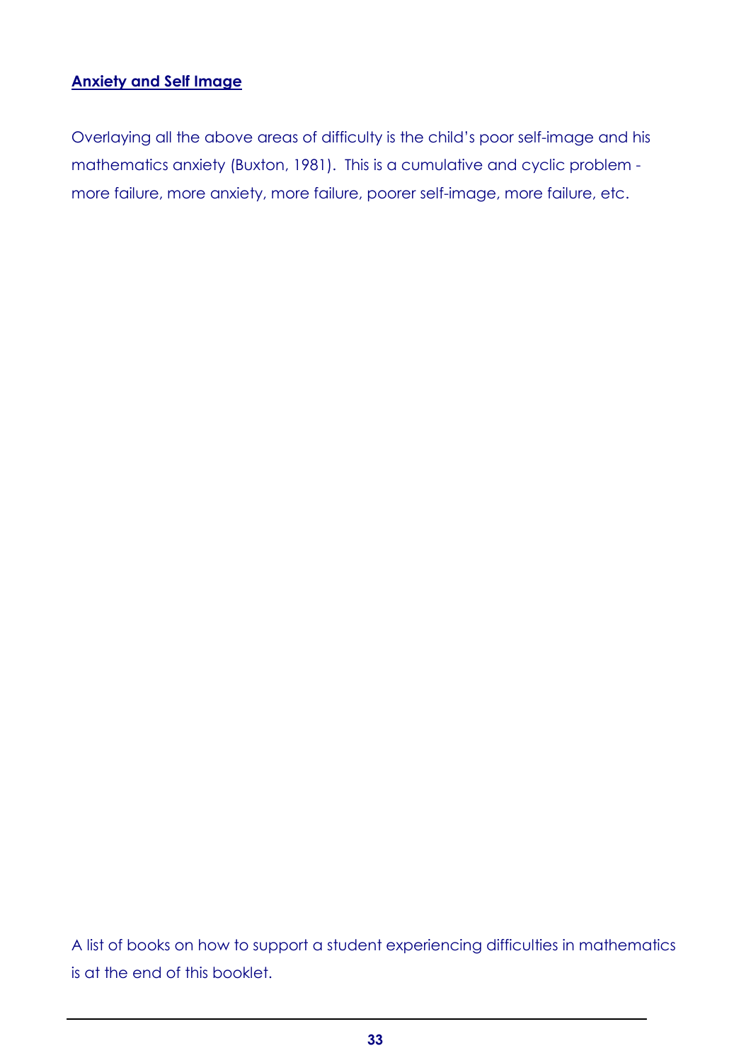## Anxiety and Self Image

Overlaying all the above areas of difficulty is the child's poor self-image and his mathematics anxiety (Buxton, 1981). This is a cumulative and cyclic problem - more failure, more anxiety, more failure, poorer self-image, more failure, etc.

A list of books on how to support a student experiencing difficulties in mathematics is at the end of this booklet.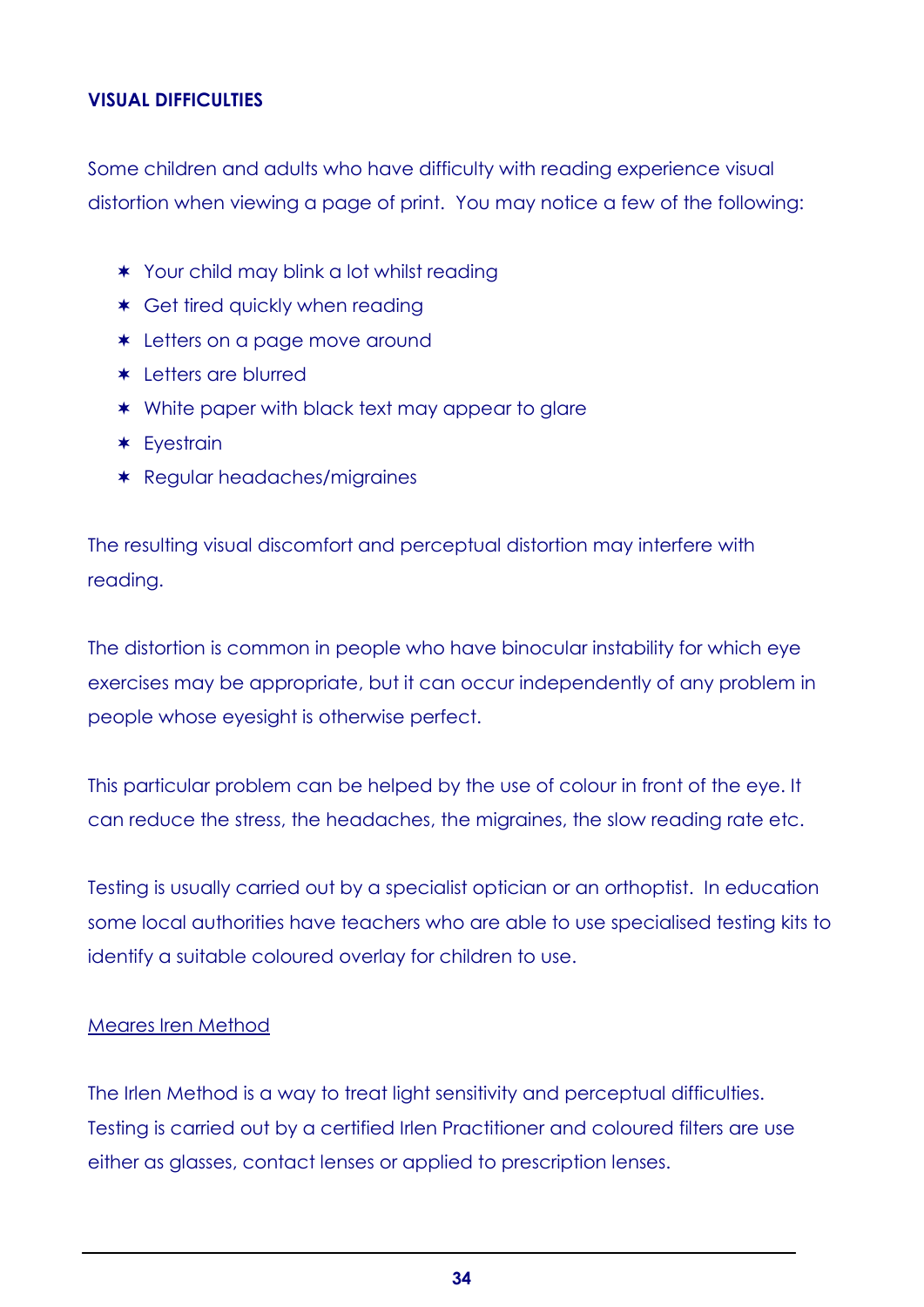## VISUAL DIFFICULTIES

Some children and adults who have difficulty with reading experience visual distortion when viewing a page of print. You may notice a few of the following:

- Your child may blink a lot whilst reading
- Get tired quickly when reading
- Letters on a page move around
- Letters are blurred
- White paper with black text may appear to glare
- Eyestrain
- Regular headaches/migraines

The resulting visual discomfort and perceptual distortion may interfere with reading.

The distortion is common in people who have binocular instability for which eye exercises may be appropriate, but it can occur independently of any problem in people whose eyesight is otherwise perfect.

This particular problem can be helped by the use of colour in front of the eye. It can reduce the stress, the headaches, the migraines, the slow reading rate etc.

Testing is usually carried out by a specialist optician or an orthoptist. In education some local authorities have teachers who are able to use specialised testing kits to identify a suitable coloured overlay for children to use.

<u>Meares Iren Method</u>

The Irlen Method is a way to treat light sensitivity and perceptual difficulties. Testing is carried out by a certified Irlen Practitioner and coloured filters are use either as glasses, contact lenses or applied to prescription lenses.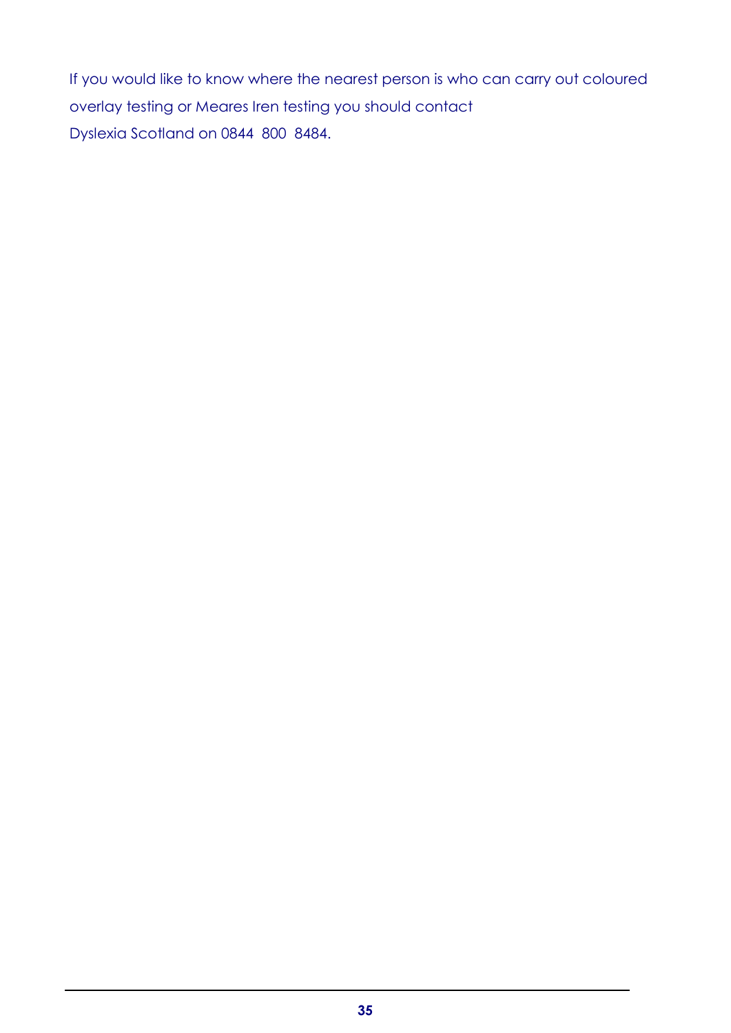If you would like to know where the nearest person is who can carry out coloured overlay testing or Meares Iren testing you should contact Dyslexia Scotland on 0844 800 8484.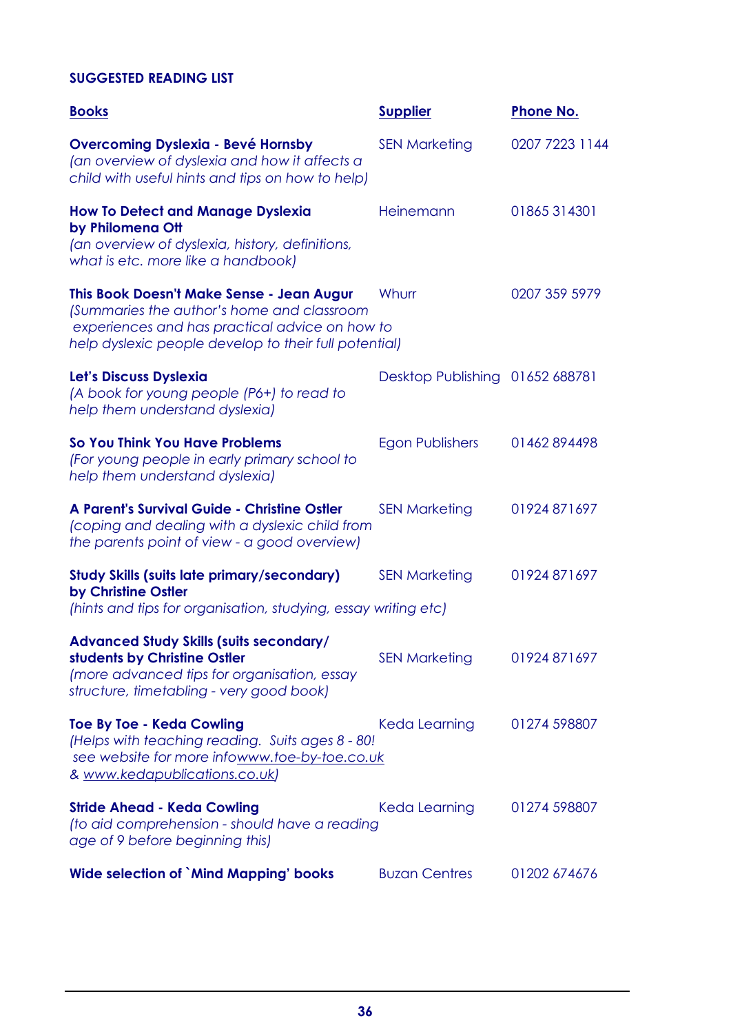**SUGGESTED READING LIST**

| **Books** | **Supplier** | **Phone No.** |
|---|---|---|
| **Overcoming Dyslexia - Bevé Hornsby** *(an overview of dyslexia and how it affects a child with useful hints and tips on how to help)* | SEN Marketing | 0207 7223 1144 |
| **How To Detect and Manage Dyslexia by Philomena Ott** *(an overview of dyslexia, history, definitions, what is etc. more like a handbook)* | Heinemann | 01865 314301 |
| **This Book Doesn't Make Sense - Jean Augur** *(Summaries the author's home and classroom experiences and has practical advice on how to help dyslexic people develop to their full potential)* | Whurr | 0207 359 5979 |
| **Let's Discuss Dyslexia** *(A book for young people (P6+) to read to help them understand dyslexia)* | Desktop Publishing | 01652 688781 |
| **So You Think You Have Problems** *(For young people in early primary school to help them understand dyslexia)* | Egon Publishers | 01462 894498 |
| **A Parent's Survival Guide - Christine Ostler** *(coping and dealing with a dyslexic child from the parents point of view - a good overview)* | SEN Marketing | 01924 871697 |
| **Study Skills (suits late primary/secondary) by Christine Ostler** *(hints and tips for organisation, studying, essay writing etc)* | SEN Marketing | 01924 871697 |
| **Advanced Study Skills (suits secondary/ students by Christine Ostler** *(more advanced tips for organisation, essay structure, timetabling - very good book)* | SEN Marketing | 01924 871697 |
| **Toe By Toe - Keda Cowling** *(Helps with teaching reading. Suits ages 8 - 80! see website for more infowww.toe-by-toe.co.uk & www.kedapublications.co.uk)* | Keda Learning | 01274 598807 |
| **Stride Ahead - Keda Cowling** *(to aid comprehension - should have a reading age of 9 before beginning this)* | Keda Learning | 01274 598807 |
| **Wide selection of `Mind Mapping' books** | Buzan Centres | 01202 674676 |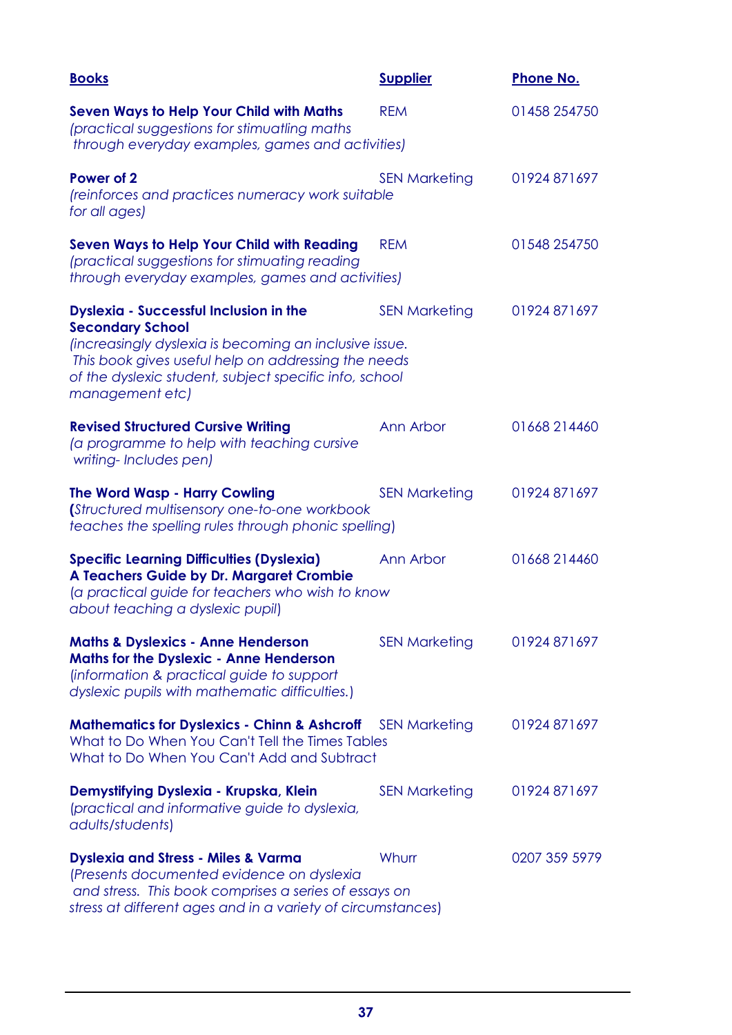| Books | Supplier | Phone No. |
|---|---|---|
| **Seven Ways to Help Your Child with Maths** *(practical suggestions for stimuatling maths through everyday examples, games and activities)* | REM | 01458 254750 |
| **Power of 2** *(reinforces and practices numeracy work suitable for all ages)* | SEN Marketing | 01924 871697 |
| **Seven Ways to Help Your Child with Reading** *(practical suggestions for stimuating reading through everyday examples, games and activities)* | REM | 01548 254750 |
| **Dyslexia - Successful Inclusion in the Secondary School** *(increasingly dyslexia is becoming an inclusive issue. This book gives useful help on addressing the needs of the dyslexic student, subject specific info, school management etc)* | SEN Marketing | 01924 871697 |
| **Revised Structured Cursive Writing** *(a programme to help with teaching cursive writing- Includes pen)* | Ann Arbor | 01668 214460 |
| **The Word Wasp - Harry Cowling** **(***Structured multisensory one-to-one workbook teaches the spelling rules through phonic spelling*) | SEN Marketing | 01924 871697 |
| **Specific Learning Difficulties (Dyslexia) A Teachers Guide by Dr. Margaret Crombie** *(a practical guide for teachers who wish to know about teaching a dyslexic pupil*) | Ann Arbor | 01668 214460 |
| **Maths & Dyslexics - Anne Henderson** **Maths for the Dyslexic - Anne Henderson** *(information & practical guide to support dyslexic pupils with mathematic difficulties.*) | SEN Marketing | 01924 871697 |
| **Mathematics for Dyslexics - Chinn & Ashcroft** What to Do When You Can't Tell the Times Tables What to Do When You Can't Add and Subtract | SEN Marketing | 01924 871697 |
| **Demystifying Dyslexia - Krupska, Klein** *(practical and informative guide to dyslexia, adults/students*) | SEN Marketing | 01924 871697 |
| **Dyslexia and Stress - Miles & Varma** *(Presents documented evidence on dyslexia and stress. This book comprises a series of essays on stress at different ages and in a variety of circumstances)* | Whurr | 0207 359 5979 |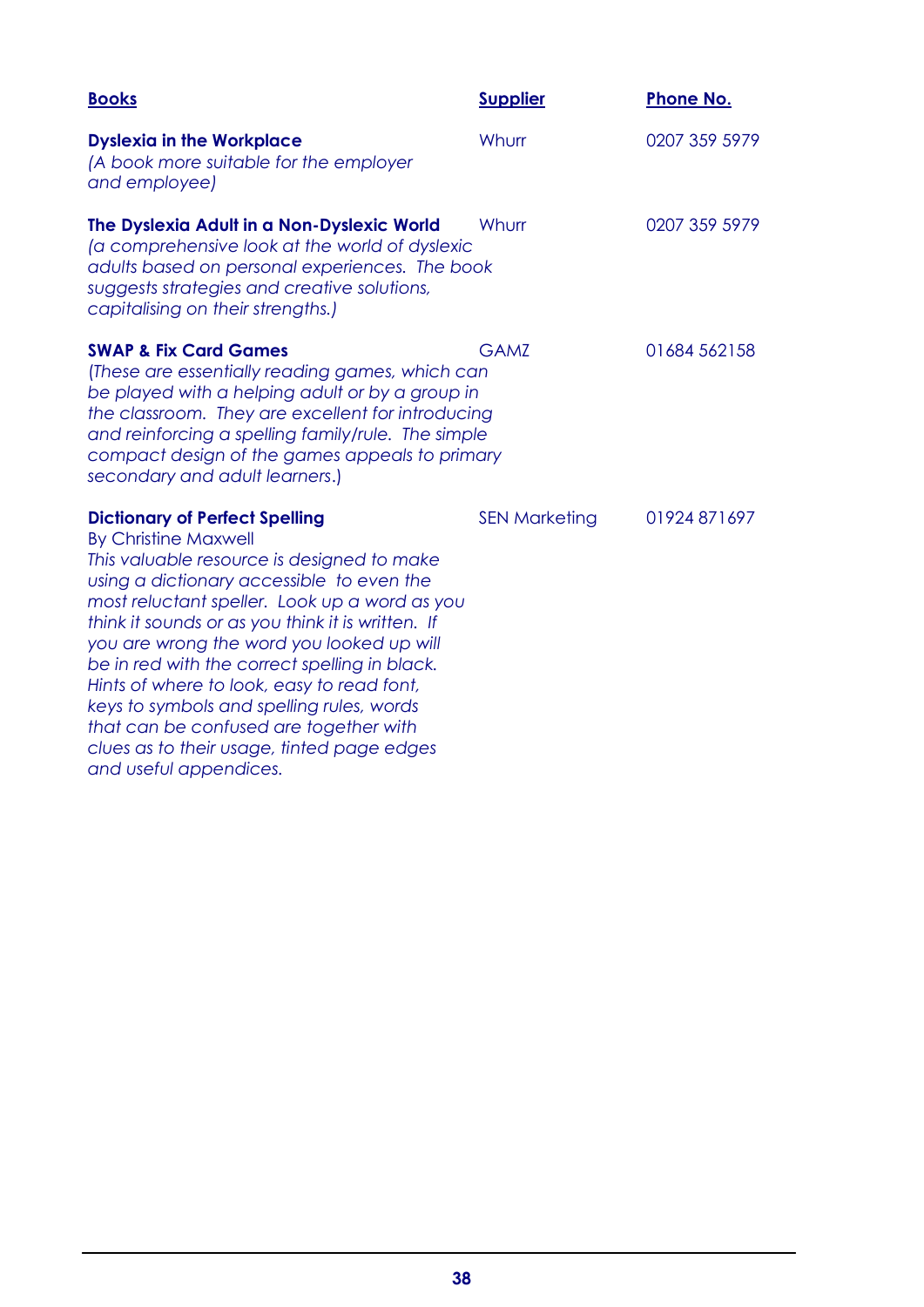| **Books** | **Supplier** | **Phone No.** |
|---|---|---|
| **Dyslexia in the Workplace**<br>*(A book more suitable for the employer and employee)* | Whurr | 0207 359 5979 |
| **The Dyslexia Adult in a Non-Dyslexic World**<br>*(a comprehensive look at the world of dyslexic adults based on personal experiences. The book suggests strategies and creative solutions, capitalising on their strengths.)* | Whurr | 0207 359 5979 |
| **SWAP & Fix Card Games**<br>*(These are essentially reading games, which can be played with a helping adult or by a group in the classroom. They are excellent for introducing and reinforcing a spelling family/rule. The simple compact design of the games appeals to primary secondary and adult learners.)* | GAMZ | 01684 562158 |
| **Dictionary of Perfect Spelling**<br>By Christine Maxwell<br>*This valuable resource is designed to make using a dictionary accessible to even the most reluctant speller. Look up a word as you think it sounds or as you think it is written. If you are wrong the word you looked up will be in red with the correct spelling in black. Hints of where to look, easy to read font, keys to symbols and spelling rules, words that can be confused are together with clues as to their usage, tinted page edges and useful appendices.* | SEN Marketing | 01924 871697 |